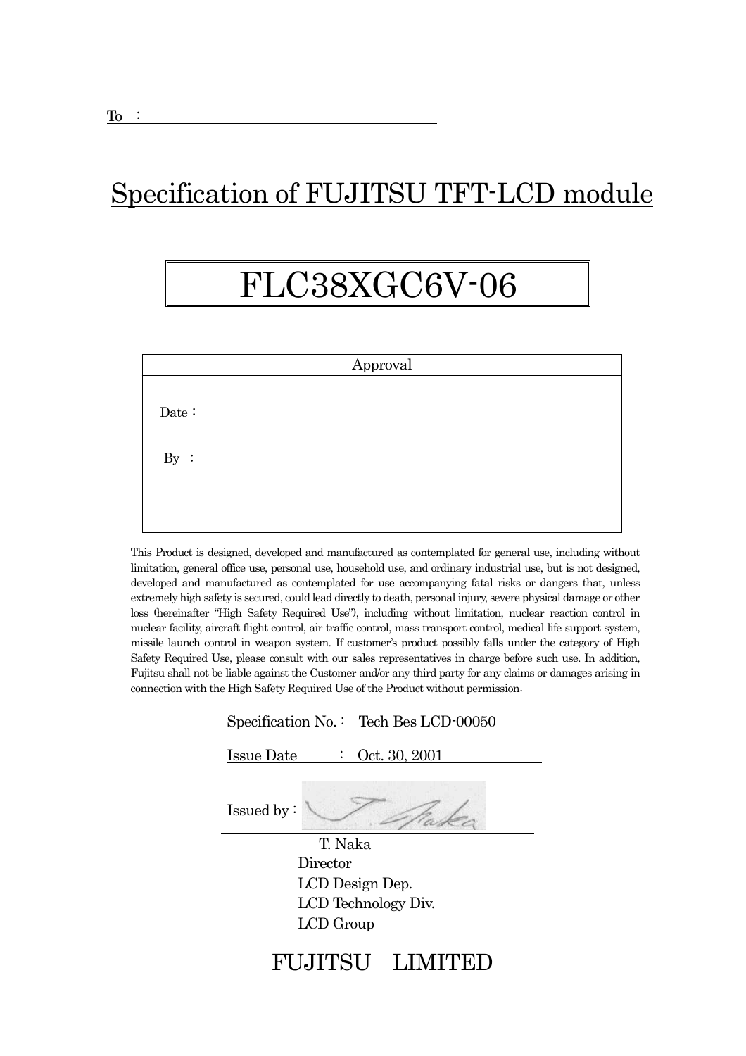To :

# Specification of FUJITSU TFT-LCD module

# FLC38XGC6V-06

| Approval |
| --- |
| Date : |
| By : |

This Product is designed, developed and manufactured as contemplated for general use, including without limitation, general office use, personal use, household use, and ordinary industrial use, but is not designed, developed and manufactured as contemplated for use accompanying fatal risks or dangers that, unless extremely high safety is secured, could lead directly to death, personal injury, severe physical damage or other loss (hereinafter "High Safety Required Use"), including without limitation, nuclear reaction control in nuclear facility, aircraft flight control, air traffic control, mass transport control, medical life support system, missile launch control in weapon system. If customer's product possibly falls under the category of High Safety Required Use, please consult with our sales representatives in charge before such use. In addition, Fujitsu shall not be liable against the Customer and/or any third party for any claims or damages arising in connection with the High Safety Required Use of the Product without permission.

Specification No. : Tech Bes LCD-00050

Issue Date : Oct. 30, 2001

Issued by : T. Naka

T. Naka
Director
LCD Design Dep.
LCD Technology Div.
LCD Group

FUJITSU LIMITED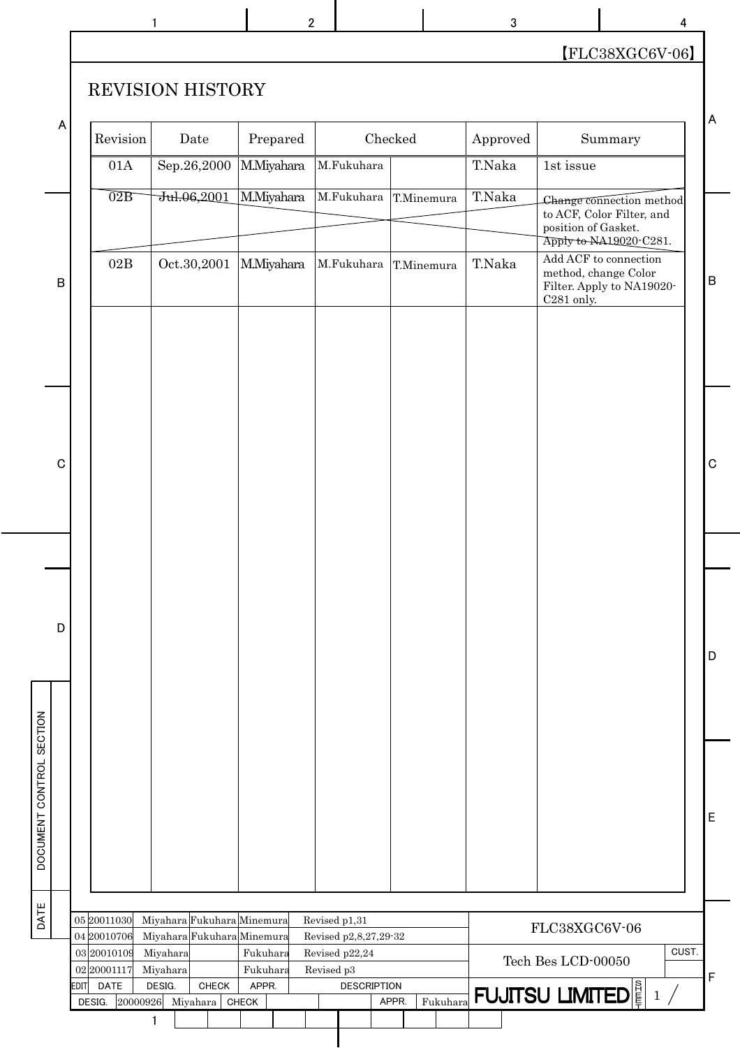【FLC38XGC6V-06】

# REVISION HISTORY

| Revision | Date | Prepared | Checked | | Approved | Summary |
|---|---|---|---|---|---|---|
| 01A | Sep.26,2000 | M.Miyahara | M.Fukuhara | | T.Naka | 1st issue |
| ~~02B~~ | ~~Jul.06,2001~~ | ~~M.Miyahara~~ | ~~M.Fukuhara~~ | ~~T.Minemura~~ | ~~T.Naka~~ | ~~Change connection method to ACF, Color Filter, and position of Gasket. Apply to NA19020-C281.~~ |
| 02B | Oct.30,2001 | M.Miyahara | M.Fukuhara | T.Minemura | T.Naka | Add ACF to connection method, change Color Filter. Apply to NA19020-C281 only. |

DOCUMENT CONTROL SECTION

| EDIT | DATE | DESIG. | CHECK | APPR. | DESCRIPTION |
|---|---|---|---|---|---|
| 05 | 20011030 | Miyahara | Fukuhara | Minemura | Revised p1,31 |
| 04 | 20010706 | Miyahara | Fukuhara | Minemura | Revised p2,8,27,29-32 |
| 03 | 20010109 | Miyahara | | Fukuhara | Revised p22,24 |
| 02 | 20001117 | Miyahara | | Fukuhara | Revised p3 |

DESIG. 20000926 Miyahara CHECK APPR. Fukuhara

FLC38XGC6V-06

Tech Bes LCD-00050

CUST.

FUJITSU LIMITED

SHEET 1 /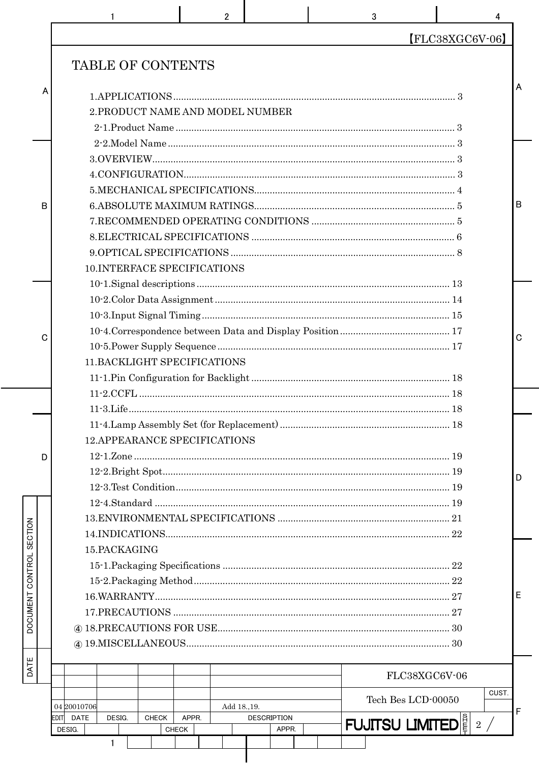# TABLE OF CONTENTS

1.APPLICATIONS ........ 3

2.PRODUCT NAME AND MODEL NUMBER

- 2-1.Product Name ........ 3
- 2-2.Model Name ........ 3

3.OVERVIEW ........ 3

4.CONFIGURATION ........ 3

5.MECHANICAL SPECIFICATIONS ........ 4

6.ABSOLUTE MAXIMUM RATINGS ........ 5

7.RECOMMENDED OPERATING CONDITIONS ........ 5

8.ELECTRICAL SPECIFICATIONS ........ 6

9.OPTICAL SPECIFICATIONS ........ 8

10.INTERFACE SPECIFICATIONS

- 10-1.Signal descriptions ........ 13
- 10-2.Color Data Assignment ........ 14
- 10-3.Input Signal Timing ........ 15
- 10-4.Correspondence between Data and Display Position ........ 17
- 10-5.Power Supply Sequence ........ 17

11.BACKLIGHT SPECIFICATIONS

- 11-1.Pin Configuration for Backlight ........ 18
- 11-2.CCFL ........ 18
- 11-3.Life ........ 18
- 11-4.Lamp Assembly Set (for Replacement) ........ 18

12.APPEARANCE SPECIFICATIONS

- 12-1.Zone ........ 19
- 12-2.Bright Spot ........ 19
- 12-3.Test Condition ........ 19
- 12-4.Standard ........ 19

13.ENVIRONMENTAL SPECIFICATIONS ........ 21

14.INDICATIONS ........ 22

15.PACKAGING

- 15-1.Packaging Specifications ........ 22
- 15-2.Packaging Method ........ 22

16.WARRANTY ........ 27

17.PRECAUTIONS ........ 27

④ 18.PRECAUTIONS FOR USE ........ 30

④ 19.MISCELLANEOUS ........ 30

| EDIT | DATE | DESIG. | CHECK | APPR. | DESCRIPTION |
|---|---|---|---|---|---|
| 04 | 20010706 | | | | Add 18.,19. |

FLC38XGC6V-06

Tech Bes LCD-00050

FUJITSU LIMITED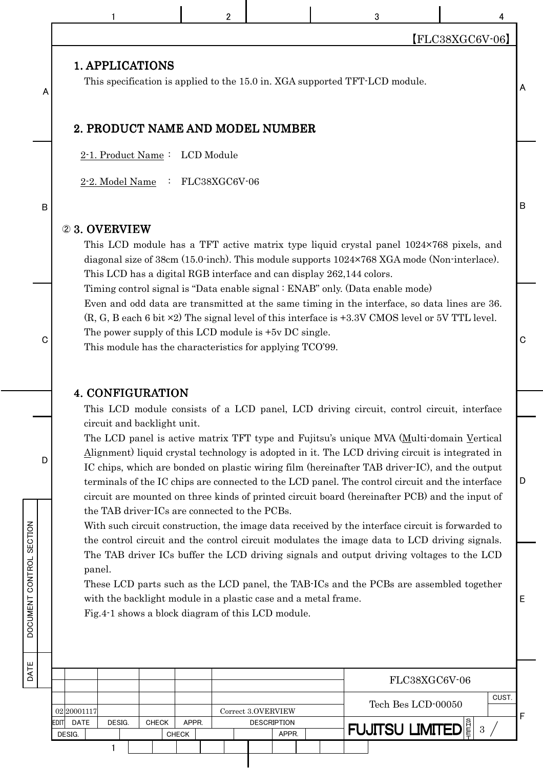## 1. APPLICATIONS

This specification is applied to the 15.0 in. XGA supported TFT-LCD module.

## 2. PRODUCT NAME AND MODEL NUMBER

2-1. Product Name : LCD Module

2-2. Model Name : FLC38XGC6V-06

## ② 3. OVERVIEW

This LCD module has a TFT active matrix type liquid crystal panel 1024×768 pixels, and diagonal size of 38cm (15.0-inch). This module supports 1024×768 XGA mode (Non-interlace).
This LCD has a digital RGB interface and can display 262,144 colors.
Timing control signal is "Data enable signal : ENAB" only. (Data enable mode)
Even and odd data are transmitted at the same timing in the interface, so data lines are 36. (R, G, B each 6 bit ×2) The signal level of this interface is +3.3V CMOS level or 5V TTL level.
The power supply of this LCD module is +5v DC single.
This module has the characteristics for applying TCO'99.

## 4. CONFIGURATION

This LCD module consists of a LCD panel, LCD driving circuit, control circuit, interface circuit and backlight unit.
The LCD panel is active matrix TFT type and Fujitsu's unique MVA (Multi-domain Vertical Alignment) liquid crystal technology is adopted in it. The LCD driving circuit is integrated in IC chips, which are bonded on plastic wiring film (hereinafter TAB driver-IC), and the output terminals of the IC chips are connected to the LCD panel. The control circuit and the interface circuit are mounted on three kinds of printed circuit board (hereinafter PCB) and the input of the TAB driver-ICs are connected to the PCBs.
With such circuit construction, the image data received by the interface circuit is forwarded to the control circuit and the control circuit modulates the image data to LCD driving signals. The TAB driver ICs buffer the LCD driving signals and output driving voltages to the LCD panel.
These LCD parts such as the LCD panel, the TAB-ICs and the PCBs are assembled together with the backlight module in a plastic case and a metal frame.
Fig.4-1 shows a block diagram of this LCD module.

| EDIT | DATE | DESIG. | CHECK | APPR. | DESCRIPTION |
|---|---|---|---|---|---|
| 02 | 20001117 | | | | Correct 3.OVERVIEW |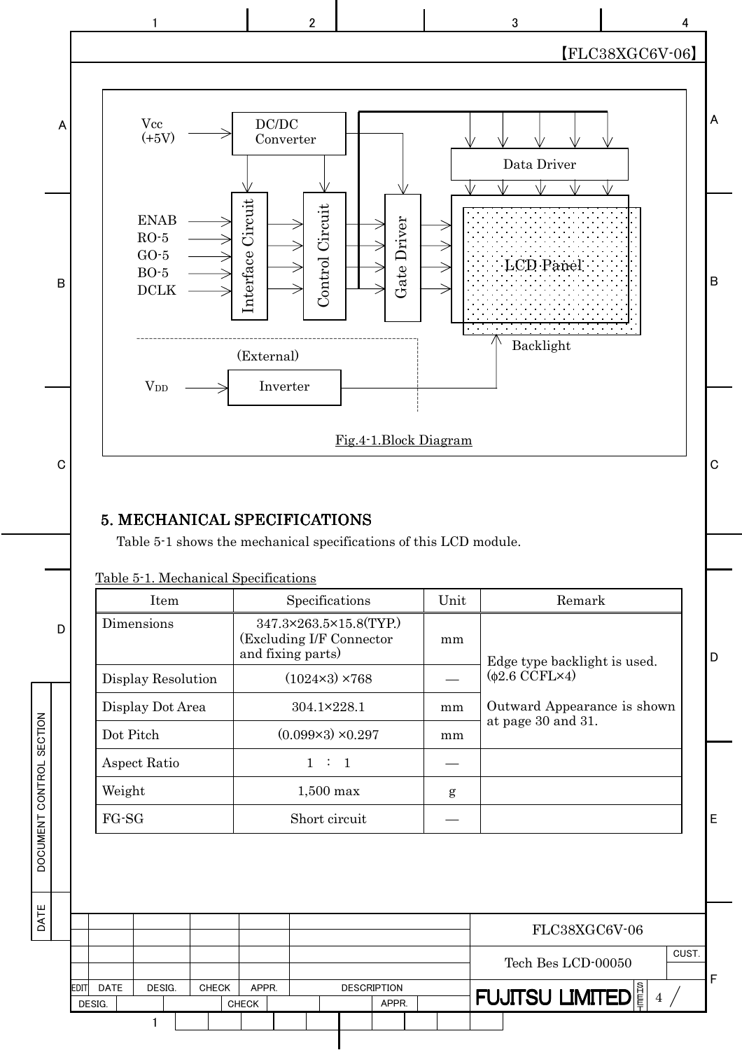Fig.4-1.Block Diagram

## 5. MECHANICAL SPECIFICATIONS

Table 5-1 shows the mechanical specifications of this LCD module.

Table 5-1. Mechanical Specifications

| Item | Specifications | Unit | Remark |
|---|---|---|---|
| Dimensions | 347.3×263.5×15.8(TYP.) (Excluding I/F Connector and fixing parts) | mm | Edge type backlight is used. (φ2.6 CCFL×4) Outward Appearance is shown at page 30 and 31. |
| Display Resolution | (1024×3) ×768 | — | |
| Display Dot Area | 304.1×228.1 | mm | |
| Dot Pitch | (0.099×3) ×0.297 | mm | |
| Aspect Ratio | 1 : 1 | — | |
| Weight | 1,500 max | g | |
| FG-SG | Short circuit | — | |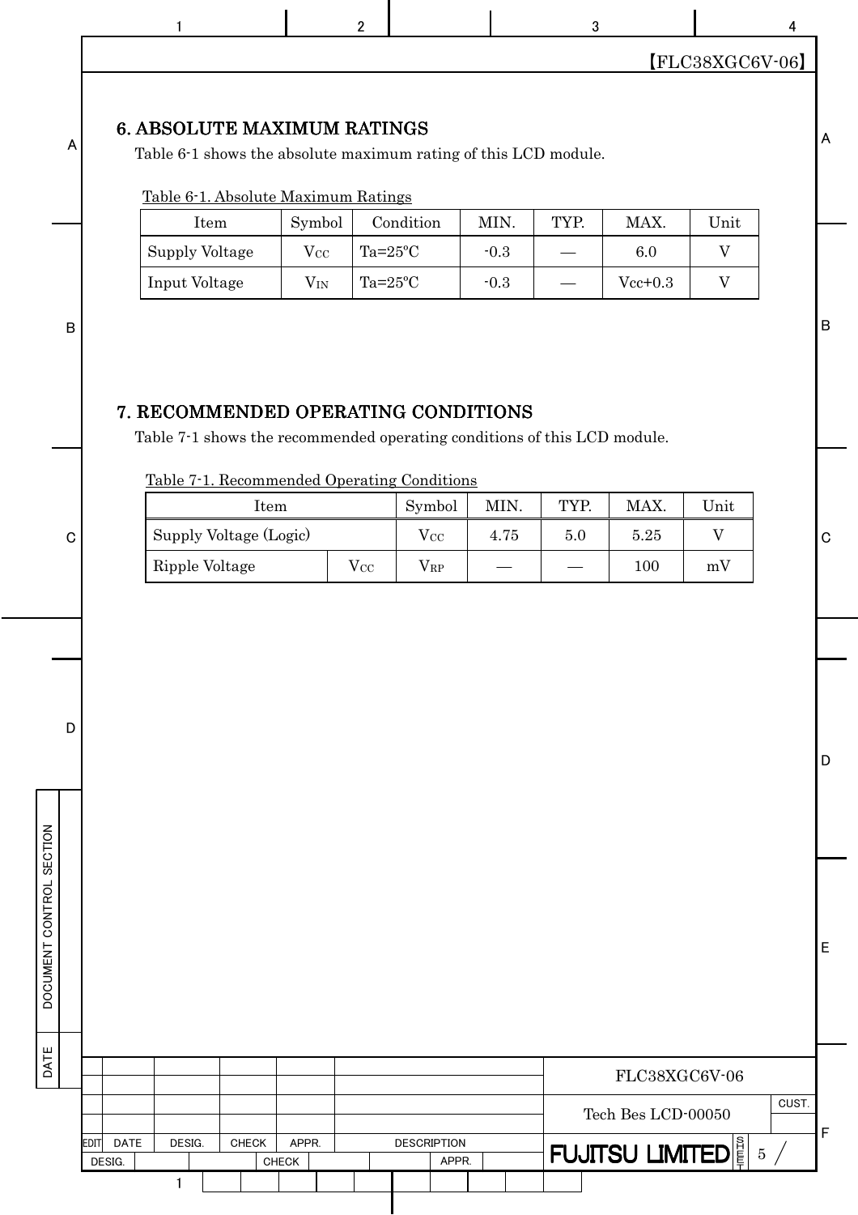## 6. ABSOLUTE MAXIMUM RATINGS

Table 6-1 shows the absolute maximum rating of this LCD module.

Table 6-1. Absolute Maximum Ratings

| Item | Symbol | Condition | MIN. | TYP. | MAX. | Unit |
|---|---|---|---|---|---|---|
| Supply Voltage | $V_{CC}$ | Ta=25°C | -0.3 | — | 6.0 | V |
| Input Voltage | $V_{IN}$ | Ta=25°C | -0.3 | — | Vcc+0.3 | V |

## 7. RECOMMENDED OPERATING CONDITIONS

Table 7-1 shows the recommended operating conditions of this LCD module.

Table 7-1. Recommended Operating Conditions

| Item | | Symbol | MIN. | TYP. | MAX. | Unit |
|---|---|---|---|---|---|---|
| Supply Voltage (Logic) | | $V_{CC}$ | 4.75 | 5.0 | 5.25 | V |
| Ripple Voltage | $V_{CC}$ | $V_{RP}$ | — | — | 100 | mV |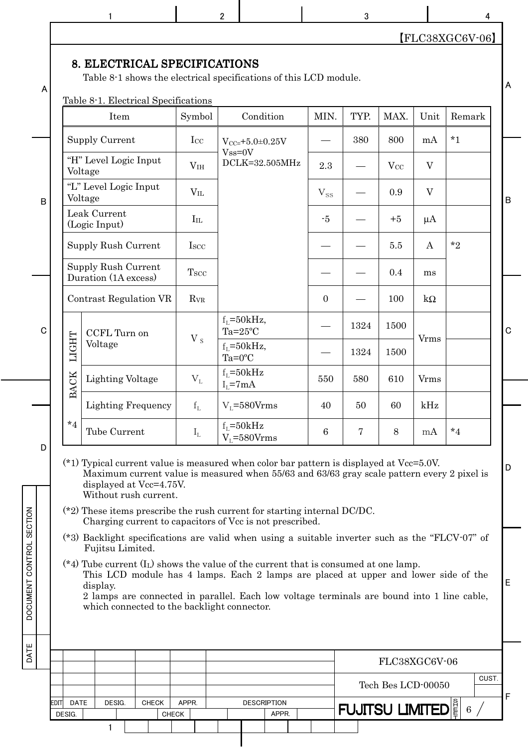## 8. ELECTRICAL SPECIFICATIONS

Table 8-1 shows the electrical specifications of this LCD module.

Table 8-1. Electrical Specifications

| Item | | Symbol | Condition | MIN. | TYP. | MAX. | Unit | Remark |
|---|---|---|---|---|---|---|---|---|
| Supply Current | | $I_{CC}$ | $V_{CC}$=+5.0±0.25V Vss=0V DCLK=32.505MHz | — | 380 | 800 | mA | *1 |
| "H" Level Logic Input Voltage | | $V_{IH}$ | | 2.3 | — | $V_{CC}$ | V | |
| "L" Level Logic Input Voltage | | $V_{IL}$ | | $V_{SS}$ | — | 0.9 | V | |
| Leak Current (Logic Input) | | $I_{IL}$ | | -5 | — | +5 | μA | |
| Supply Rush Current | | $I_{SCC}$ | | — | — | 5.5 | A | *2 |
| Supply Rush Current Duration (1A excess) | | $T_{SCC}$ | | — | — | 0.4 | ms | |
| Contrast Regulation VR | | $R_{VR}$ | | 0 | — | 100 | kΩ | |
| BACK LIGHT *4 | CCFL Turn on Voltage | $V_S$ | $f_L$=50kHz, Ta=25°C | — | 1324 | 1500 | Vrms | |
| | | | $f_L$=50kHz, Ta=0°C | — | 1324 | 1500 | | |
| | Lighting Voltage | $V_L$ | $f_L$=50kHz $I_L$=7mA | 550 | 580 | 610 | Vrms | |
| | Lighting Frequency | $f_L$ | $V_L$=580Vrms | 40 | 50 | 60 | kHz | |
| | Tube Current | $I_L$ | $f_L$=50kHz $V_L$=580Vrms | 6 | 7 | 8 | mA | *4 |

(*1) Typical current value is measured when color bar pattern is displayed at Vcc=5.0V.
Maximum current value is measured when 55/63 and 63/63 gray scale pattern every 2 pixel is displayed at Vcc=4.75V.
Without rush current.

(*2) These items prescribe the rush current for starting internal DC/DC.
Charging current to capacitors of Vcc is not prescribed.

(*3) Backlight specifications are valid when using a suitable inverter such as the "FLCV-07" of Fujitsu Limited.

(*4) Tube current ($I_L$) shows the value of the current that is consumed at one lamp.
This LCD module has 4 lamps. Each 2 lamps are placed at upper and lower side of the display.
2 lamps are connected in parallel. Each low voltage terminals are bound into 1 line cable, which connected to the backlight connector.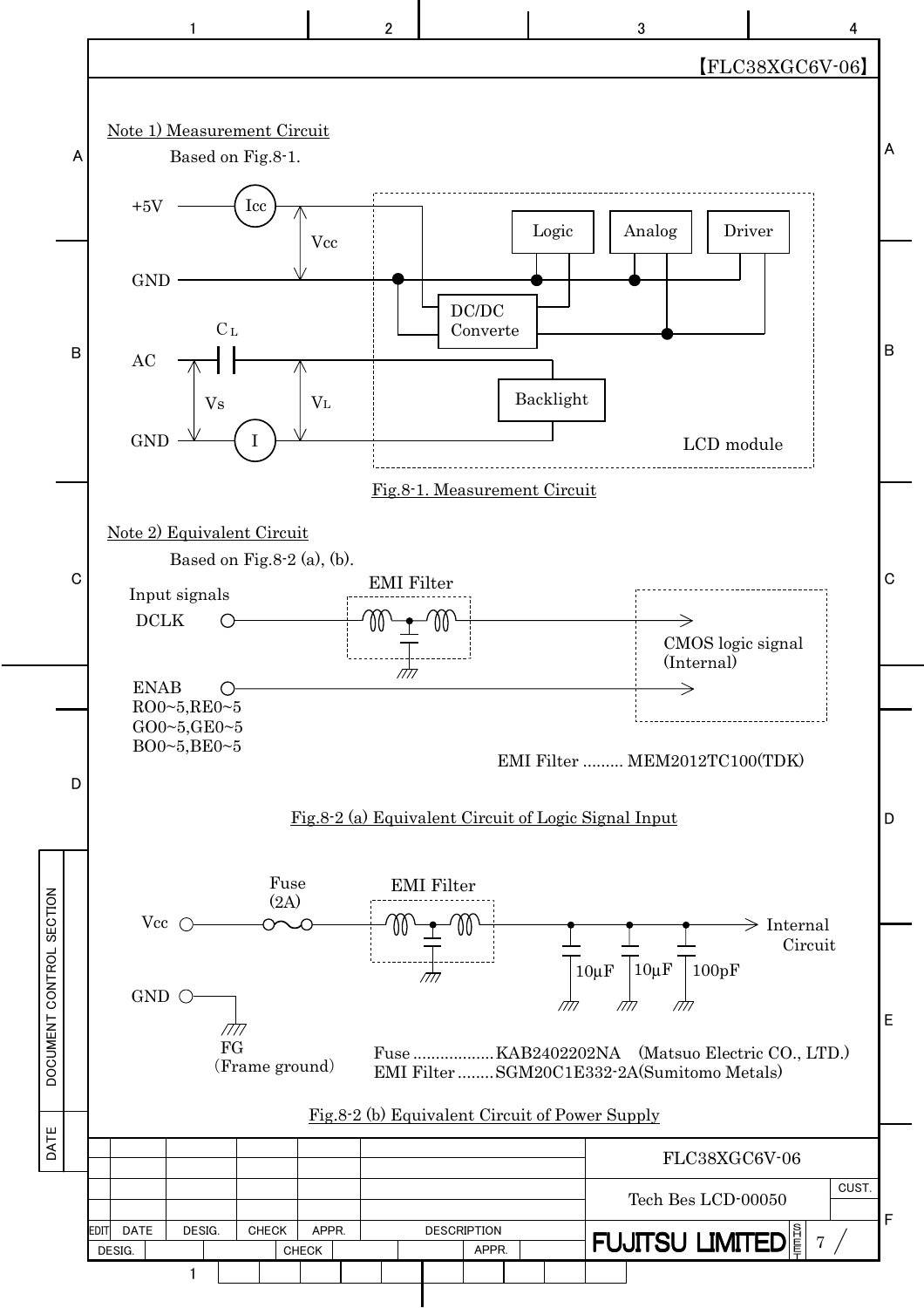Note 1) Measurement Circuit

Based on Fig.8-1.

+5V Icc Vcc GND Logic Analog Driver DC/DC Converte $C_L$ AC Vs $V_L$ Backlight GND I LCD module

Fig.8-1. Measurement Circuit

Note 2) Equivalent Circuit

Based on Fig.8-2 (a), (b).

Input signals
DCLK
EMI Filter
CMOS logic signal (Internal)
ENAB
RO0~5,RE0~5
GO0~5,GE0~5
BO0~5,BE0~5

EMI Filter ......... MEM2012TC100(TDK)

Fig.8-2 (a) Equivalent Circuit of Logic Signal Input

Vcc Fuse (2A) EMI Filter 10μF 10μF 100pF Internal Circuit

GND FG (Frame ground)

Fuse ................. KAB2402202NA (Matsuo Electric CO., LTD.)
EMI Filter ........ SGM20C1E332-2A(Sumitomo Metals)

Fig.8-2 (b) Equivalent Circuit of Power Supply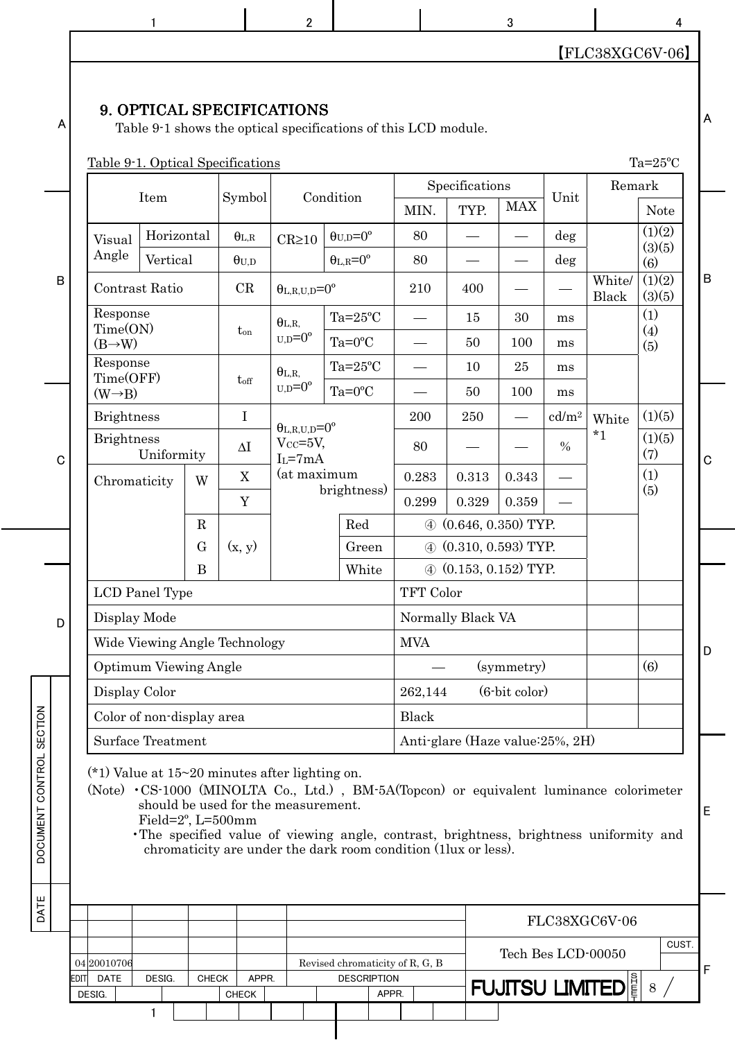【FLC38XGC6V-06】

## 9. OPTICAL SPECIFICATIONS

Table 9-1 shows the optical specifications of this LCD module.

Table 9-1. Optical Specifications

Ta=25ºC

| Item | | | Symbol | Condition | | Specifications | | | Unit | Remark | |
|---|---|---|---|---|---|---|---|---|---|---|---|
| | | | | | | MIN. | TYP. | MAX | | | Note |
| Visual Angle | Horizontal | | $\theta_{L,R}$ | CR≥10 | $\theta_{U,D}$=0º | 80 | — | — | deg | | (1)(2)(3)(5)(6) |
| | Vertical | | $\theta_{U,D}$ | | $\theta_{L,R}$=0º | 80 | — | — | deg | | |
| Contrast Ratio | | | CR | $\theta_{L,R,U,D}$=0º | | 210 | 400 | — | — | White/Black | (1)(2)(3)(5) |
| Response Time(ON) (B→W) | | | $t_{on}$ | $\theta_{L,R,U,D}$=0º | Ta=25ºC | — | 15 | 30 | ms | | (1)(4)(5) |
| | | | | | Ta=0ºC | — | 50 | 100 | ms | | |
| Response Time(OFF) (W→B) | | | $t_{off}$ | $\theta_{L,R,U,D}$=0º | Ta=25ºC | — | 10 | 25 | ms | | |
| | | | | | Ta=0ºC | — | 50 | 100 | ms | | |
| Brightness | | | I | $\theta_{L,R,U,D}$=0º $V_{CC}$=5V, $I_L$=7mA (at maximum brightness) | | 200 | 250 | — | cd/m² | White *1 | (1)(5) |
| Brightness Uniformity | | | ΔI | | | 80 | — | — | % | | (1)(5)(7) |
| Chromaticity | W | | X | | | 0.283 | 0.313 | 0.343 | — | | (1)(5) |
| | | | Y | | | 0.299 | 0.329 | 0.359 | — | | |
| | R | | (x, y) | | Red | ④ (0.646, 0.350) TYP. | | | | | |
| | G | | | | Green | ④ (0.310, 0.593) TYP. | | | | | |
| | B | | | | White | ④ (0.153, 0.152) TYP. | | | | | |
| LCD Panel Type | | | | | | TFT Color | | | | | |
| Display Mode | | | | | | Normally Black VA | | | | | |
| Wide Viewing Angle Technology | | | | | | MVA | | | | | |
| Optimum Viewing Angle | | | | | | — (symmetry) | | | | | (6) |
| Display Color | | | | | | 262,144 (6-bit color) | | | | | |
| Color of non-display area | | | | | | Black | | | | | |
| Surface Treatment | | | | | | Anti-glare (Haze value:25%, 2H) | | | | | |

(*1) Value at 15~20 minutes after lighting on.

(Note) ・CS-1000 (MINOLTA Co., Ltd.) , BM-5A(Topcon) or equivalent luminance colorimeter should be used for the measurement.
Field=2º, L=500mm

・The specified value of viewing angle, contrast, brightness, brightness uniformity and chromaticity are under the dark room condition (1lux or less).

| EDIT | DATE | DESIG. | CHECK | APPR. | DESCRIPTION |
|---|---|---|---|---|---|
| 04 | 20010706 | | | | Revised chromaticity of R, G, B |

FLC38XGC6V-06

Tech Bes LCD-00050

FUJITSU LIMITED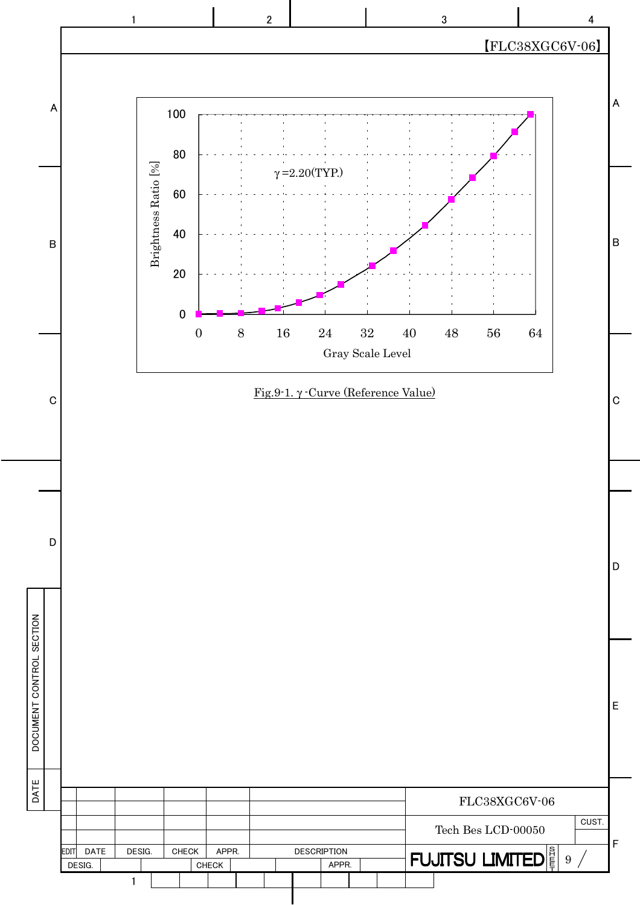【FLC38XGC6V-06】

γ=2.20(TYP.)

Brightness Ratio [%]

Gray Scale Level

Fig.9-1. γ-Curve (Reference Value)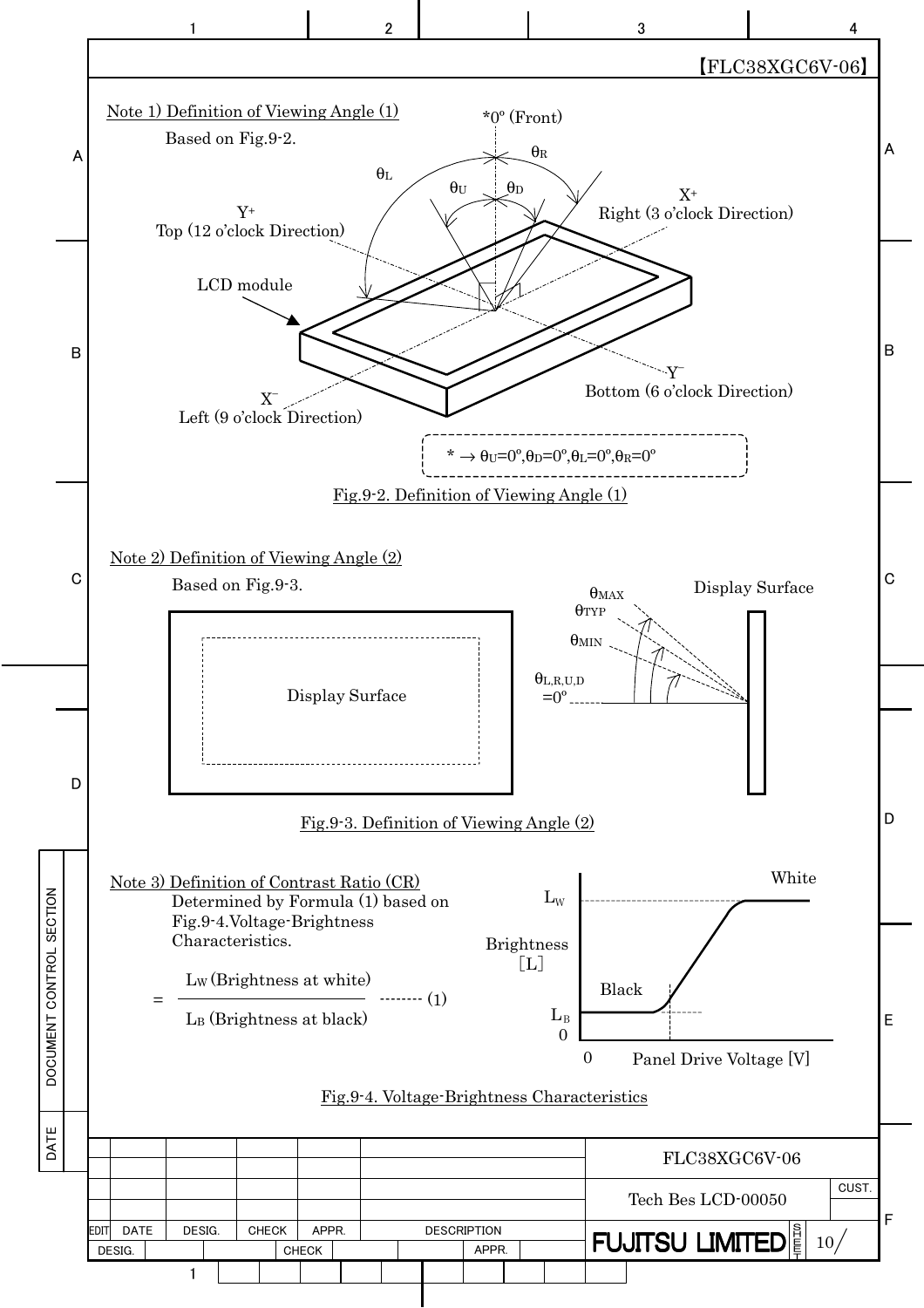【FLC38XGC6V-06】

Note 1) Definition of Viewing Angle (1)

Based on Fig.9-2.

*0º (Front)

$\theta_R$ $\theta_L$ $\theta_U$ $\theta_D$

$X^+$ Right (3 o'clock Direction)

$Y^+$ Top (12 o'clock Direction)

LCD module

$Y^-$ Bottom (6 o'clock Direction)

$X^-$ Left (9 o'clock Direction)

* → $\theta_U$=0º, $\theta_D$=0º, $\theta_L$=0º, $\theta_R$=0º

Fig.9-2. Definition of Viewing Angle (1)

Note 2) Definition of Viewing Angle (2)

Based on Fig.9-3.

Display Surface

$\theta_{MAX}$ $\theta_{TYP}$ $\theta_{MIN}$ $\theta_{L,R,U,D}$ =0º

Display Surface

Fig.9-3. Definition of Viewing Angle (2)

Note 3) Definition of Contrast Ratio (CR)

Determined by Formula (1) based on Fig.9-4.Voltage-Brightness Characteristics.

$$= \frac{L_W \text{ (Brightness at white)}}{L_B \text{ (Brightness at black)}} \quad \text{-------- (1)}$$

Brightness [L]

$L_W$ White

Black

$L_B$

0

0 Panel Drive Voltage [V]

Fig.9-4. Voltage-Brightness Characteristics

FLC38XGC6V-06

Tech Bes LCD-00050

FUJITSU LIMITED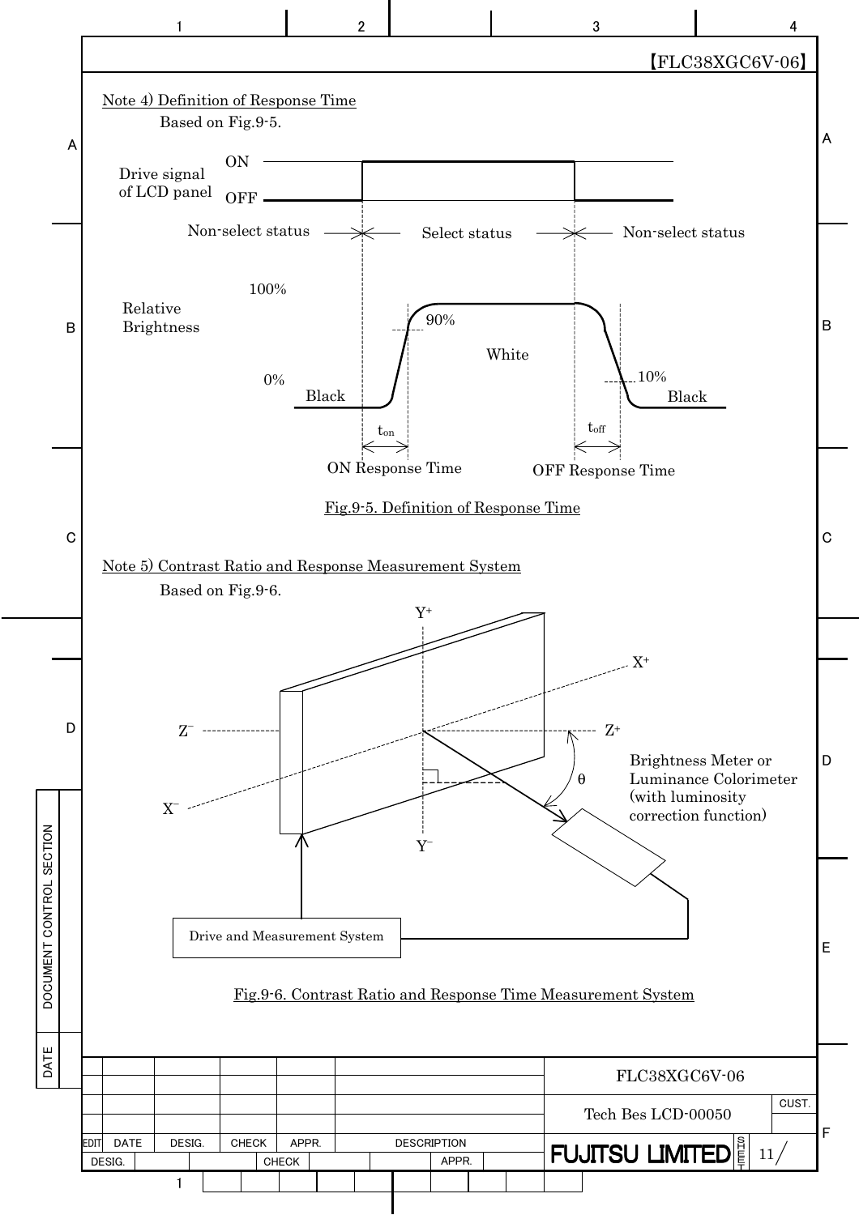Note 4) Definition of Response Time

Based on Fig.9-5.

Drive signal of LCD panel — ON / OFF

Non-select status — Select status — Non-select status

Relative Brightness — 100% — 90% — White — 10% — 0% — Black — Black

$t_{on}$ — ON Response Time

$t_{off}$ — OFF Response Time

Fig.9-5. Definition of Response Time

Note 5) Contrast Ratio and Response Measurement System

Based on Fig.9-6.

$Y^+$, $Y^-$, $X^+$, $X^-$, $Z^+$, $Z^-$, θ

Brightness Meter or Luminance Colorimeter (with luminosity correction function)

Drive and Measurement System

Fig.9-6. Contrast Ratio and Response Time Measurement System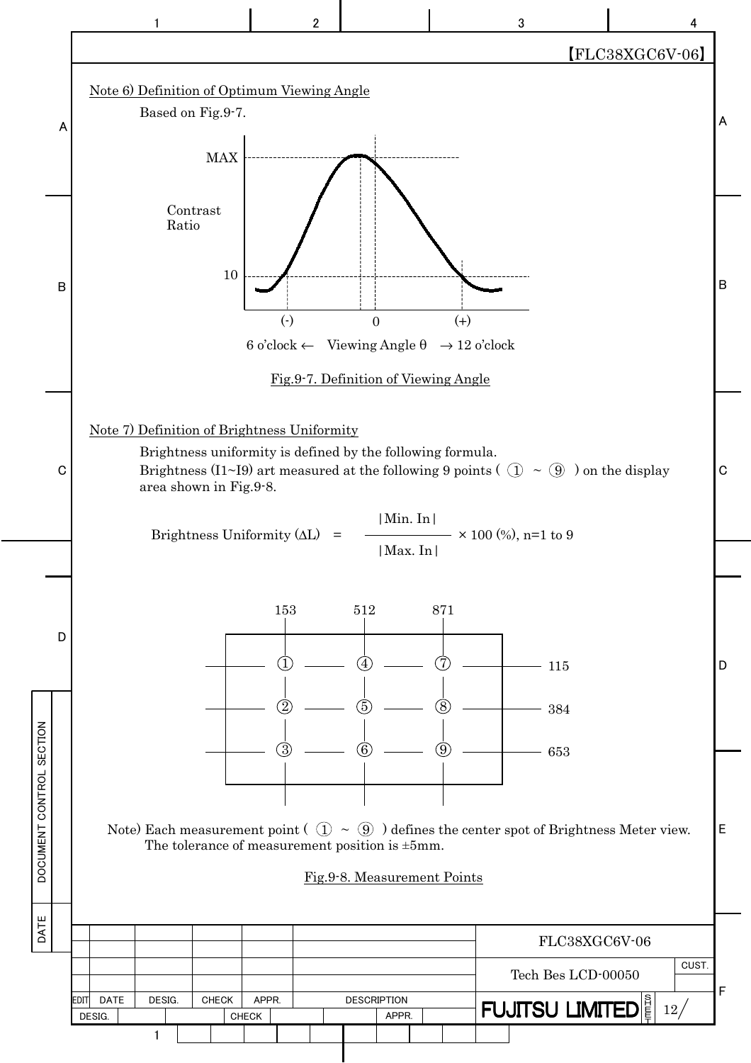【FLC38XGC6V-06】

Note 6) Definition of Optimum Viewing Angle

Based on Fig.9-7.

MAX

Contrast Ratio

10

(-) 0 (+)

6 o'clock ← Viewing Angle θ → 12 o'clock

Fig.9-7. Definition of Viewing Angle

Note 7) Definition of Brightness Uniformity

Brightness uniformity is defined by the following formula.
Brightness (I1~I9) art measured at the following 9 points ( ① ~ ⑨ ) on the display area shown in Fig.9-8.

$$\text{Brightness Uniformity } (\Delta L) = \frac{|\text{Min. In}|}{|\text{Max. In}|} \times 100\ (\%),\ n=1 \text{ to } 9$$

| | 153 | 512 | 871 |
|---|---|---|---|
| 115 | ① | ④ | ⑦ |
| 384 | ② | ⑤ | ⑧ |
| 653 | ③ | ⑥ | ⑨ |

Note) Each measurement point ( ① ~ ⑨ ) defines the center spot of Brightness Meter view.
The tolerance of measurement position is ±5mm.

Fig.9-8. Measurement Points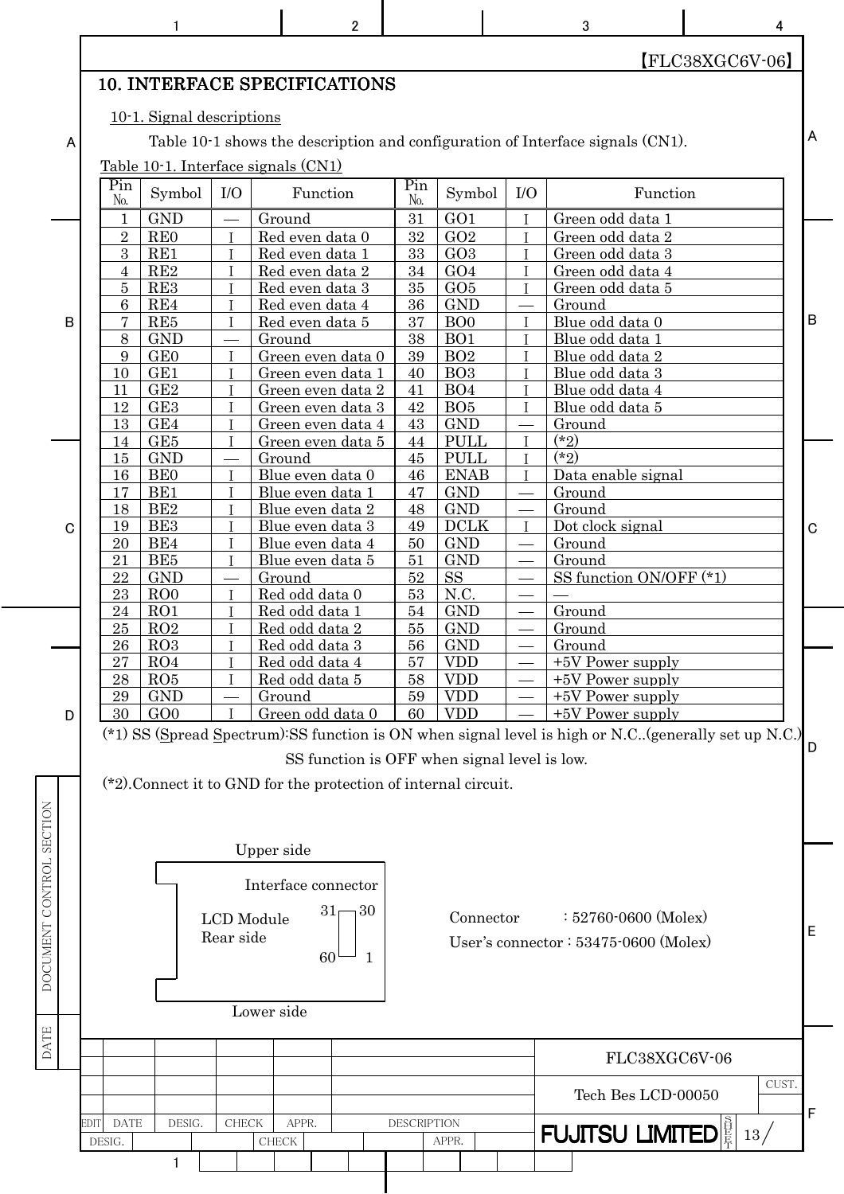【FLC38XGC6V-06】

# 10. INTERFACE SPECIFICATIONS

## 10-1. Signal descriptions

Table 10-1 shows the description and configuration of Interface signals (CN1).

Table 10-1. Interface signals (CN1)

| Pin No. | Symbol | I/O | Function | Pin No. | Symbol | I/O | Function |
|---|---|---|---|---|---|---|---|
| 1 | GND | — | Ground | 31 | GO1 | I | Green odd data 1 |
| 2 | RE0 | I | Red even data 0 | 32 | GO2 | I | Green odd data 2 |
| 3 | RE1 | I | Red even data 1 | 33 | GO3 | I | Green odd data 3 |
| 4 | RE2 | I | Red even data 2 | 34 | GO4 | I | Green odd data 4 |
| 5 | RE3 | I | Red even data 3 | 35 | GO5 | I | Green odd data 5 |
| 6 | RE4 | I | Red even data 4 | 36 | GND | — | Ground |
| 7 | RE5 | I | Red even data 5 | 37 | BO0 | I | Blue odd data 0 |
| 8 | GND | — | Ground | 38 | BO1 | I | Blue odd data 1 |
| 9 | GE0 | I | Green even data 0 | 39 | BO2 | I | Blue odd data 2 |
| 10 | GE1 | I | Green even data 1 | 40 | BO3 | I | Blue odd data 3 |
| 11 | GE2 | I | Green even data 2 | 41 | BO4 | I | Blue odd data 4 |
| 12 | GE3 | I | Green even data 3 | 42 | BO5 | I | Blue odd data 5 |
| 13 | GE4 | I | Green even data 4 | 43 | GND | — | Ground |
| 14 | GE5 | I | Green even data 5 | 44 | PULL | I | (*2) |
| 15 | GND | — | Ground | 45 | PULL | I | (*2) |
| 16 | BE0 | I | Blue even data 0 | 46 | ENAB | I | Data enable signal |
| 17 | BE1 | I | Blue even data 1 | 47 | GND | — | Ground |
| 18 | BE2 | I | Blue even data 2 | 48 | GND | — | Ground |
| 19 | BE3 | I | Blue even data 3 | 49 | DCLK | I | Dot clock signal |
| 20 | BE4 | I | Blue even data 4 | 50 | GND | — | Ground |
| 21 | BE5 | I | Blue even data 5 | 51 | GND | — | Ground |
| 22 | GND | — | Ground | 52 | SS | — | SS function ON/OFF (*1) |
| 23 | RO0 | I | Red odd data 0 | 53 | N.C. | — | — |
| 24 | RO1 | I | Red odd data 1 | 54 | GND | — | Ground |
| 25 | RO2 | I | Red odd data 2 | 55 | GND | — | Ground |
| 26 | RO3 | I | Red odd data 3 | 56 | GND | — | Ground |
| 27 | RO4 | I | Red odd data 4 | 57 | VDD | — | +5V Power supply |
| 28 | RO5 | I | Red odd data 5 | 58 | VDD | — | +5V Power supply |
| 29 | GND | — | Ground | 59 | VDD | — | +5V Power supply |
| 30 | GO0 | I | Green odd data 0 | 60 | VDD | — | +5V Power supply |

(*1) SS (Spread Spectrum):SS function is ON when signal level is high or N.C..(generally set up N.C.)
SS function is OFF when signal level is low.

(*2).Connect it to GND for the protection of internal circuit.

Upper side

Interface connector

LCD Module Rear side

31 30

60 1

Lower side

Connector : 52760-0600 (Molex)

User's connector : 53475-0600 (Molex)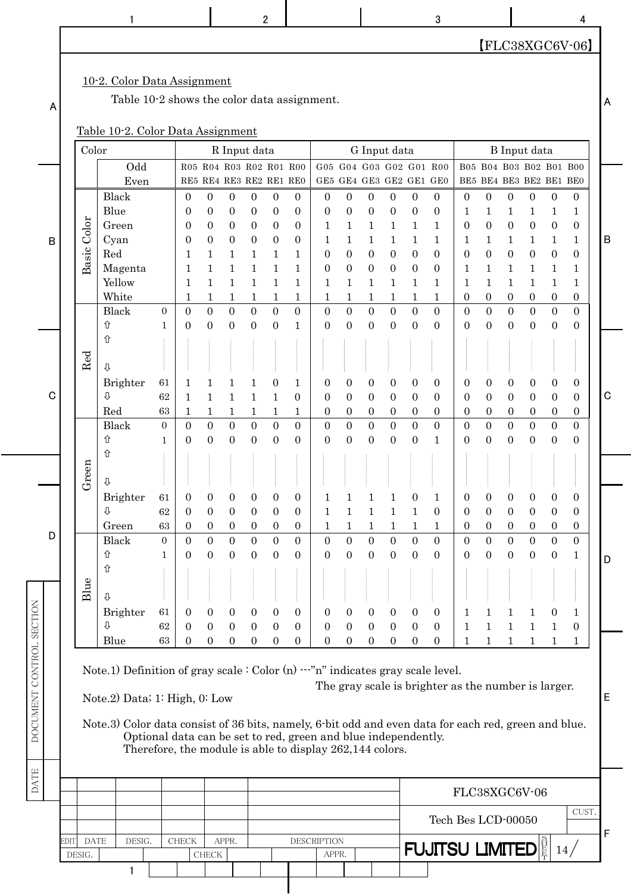## 10-2. Color Data Assignment

Table 10-2 shows the color data assignment.

Table 10-2. Color Data Assignment

| Color | | | R Input data | | | | | | G Input data | | | | | | B Input data | | | | | |
|---|---|---|---|---|---|---|---|---|---|---|---|---|---|---|---|---|---|---|---|---|
| | Odd | | R05 | R04 | R03 | R02 | R01 | R00 | G05 | G04 | G03 | G02 | G01 | R00 | B05 | B04 | B03 | B02 | B01 | B00 |
| | Even | | RE5 | RE4 | RE3 | RE2 | RE1 | RE0 | GE5 | GE4 | GE3 | GE2 | GE1 | GE0 | BE5 | BE4 | BE3 | BE2 | BE1 | BE0 |
| Basic Color | Black | | 0 | 0 | 0 | 0 | 0 | 0 | 0 | 0 | 0 | 0 | 0 | 0 | 0 | 0 | 0 | 0 | 0 | 0 |
| | Blue | | 0 | 0 | 0 | 0 | 0 | 0 | 0 | 0 | 0 | 0 | 0 | 0 | 1 | 1 | 1 | 1 | 1 | 1 |
| | Green | | 0 | 0 | 0 | 0 | 0 | 0 | 1 | 1 | 1 | 1 | 1 | 1 | 0 | 0 | 0 | 0 | 0 | 0 |
| | Cyan | | 0 | 0 | 0 | 0 | 0 | 0 | 1 | 1 | 1 | 1 | 1 | 1 | 1 | 1 | 1 | 1 | 1 | 1 |
| | Red | | 1 | 1 | 1 | 1 | 1 | 1 | 0 | 0 | 0 | 0 | 0 | 0 | 0 | 0 | 0 | 0 | 0 | 0 |
| | Magenta | | 1 | 1 | 1 | 1 | 1 | 1 | 0 | 0 | 0 | 0 | 0 | 0 | 1 | 1 | 1 | 1 | 1 | 1 |
| | Yellow | | 1 | 1 | 1 | 1 | 1 | 1 | 1 | 1 | 1 | 1 | 1 | 1 | 1 | 1 | 1 | 1 | 1 | 1 |
| | White | | 1 | 1 | 1 | 1 | 1 | 1 | 1 | 1 | 1 | 1 | 1 | 1 | 0 | 0 | 0 | 0 | 0 | 0 |
| Red | Black | 0 | 0 | 0 | 0 | 0 | 0 | 0 | 0 | 0 | 0 | 0 | 0 | 0 | 0 | 0 | 0 | 0 | 0 | 0 |
| | ⇧ | 1 | 0 | 0 | 0 | 0 | 0 | 1 | 0 | 0 | 0 | 0 | 0 | 0 | 0 | 0 | 0 | 0 | 0 | 0 |
| | ⇧<br>⇩ | | \| | \| | \| | \| | \| | \| | \| | \| | \| | \| | \| | \| | \| | \| | \| | \| | \| | \| |
| | Brighter | 61 | 1 | 1 | 1 | 1 | 0 | 1 | 0 | 0 | 0 | 0 | 0 | 0 | 0 | 0 | 0 | 0 | 0 | 0 |
| | ⇩ | 62 | 1 | 1 | 1 | 1 | 1 | 0 | 0 | 0 | 0 | 0 | 0 | 0 | 0 | 0 | 0 | 0 | 0 | 0 |
| | Red | 63 | 1 | 1 | 1 | 1 | 1 | 1 | 0 | 0 | 0 | 0 | 0 | 0 | 0 | 0 | 0 | 0 | 0 | 0 |
| Green | Black | 0 | 0 | 0 | 0 | 0 | 0 | 0 | 0 | 0 | 0 | 0 | 0 | 0 | 0 | 0 | 0 | 0 | 0 | 0 |
| | ⇧ | 1 | 0 | 0 | 0 | 0 | 0 | 0 | 0 | 0 | 0 | 0 | 0 | 1 | 0 | 0 | 0 | 0 | 0 | 0 |
| | ⇧<br>⇩ | | \| | \| | \| | \| | \| | \| | \| | \| | \| | \| | \| | \| | \| | \| | \| | \| | \| | \| |
| | Brighter | 61 | 0 | 0 | 0 | 0 | 0 | 0 | 1 | 1 | 1 | 1 | 0 | 1 | 0 | 0 | 0 | 0 | 0 | 0 |
| | ⇩ | 62 | 0 | 0 | 0 | 0 | 0 | 0 | 1 | 1 | 1 | 1 | 1 | 0 | 0 | 0 | 0 | 0 | 0 | 0 |
| | Green | 63 | 0 | 0 | 0 | 0 | 0 | 0 | 1 | 1 | 1 | 1 | 1 | 1 | 0 | 0 | 0 | 0 | 0 | 0 |
| Blue | Black | 0 | 0 | 0 | 0 | 0 | 0 | 0 | 0 | 0 | 0 | 0 | 0 | 0 | 0 | 0 | 0 | 0 | 0 | 0 |
| | ⇧ | 1 | 0 | 0 | 0 | 0 | 0 | 0 | 0 | 0 | 0 | 0 | 0 | 0 | 0 | 0 | 0 | 0 | 0 | 1 |
| | ⇧<br>⇩ | | \| | \| | \| | \| | \| | \| | \| | \| | \| | \| | \| | \| | \| | \| | \| | \| | \| | \| |
| | Brighter | 61 | 0 | 0 | 0 | 0 | 0 | 0 | 0 | 0 | 0 | 0 | 0 | 0 | 1 | 1 | 1 | 1 | 0 | 1 |
| | ⇩ | 62 | 0 | 0 | 0 | 0 | 0 | 0 | 0 | 0 | 0 | 0 | 0 | 0 | 1 | 1 | 1 | 1 | 1 | 0 |
| | Blue | 63 | 0 | 0 | 0 | 0 | 0 | 0 | 0 | 0 | 0 | 0 | 0 | 0 | 1 | 1 | 1 | 1 | 1 | 1 |

Note.1) Definition of gray scale : Color (n) ---"n" indicates gray scale level.
The gray scale is brighter as the number is larger.

Note.2) Data; 1: High, 0: Low

Note.3) Color data consist of 36 bits, namely, 6-bit odd and even data for each red, green and blue.
Optional data can be set to red, green and blue independently.
Therefore, the module is able to display 262,144 colors.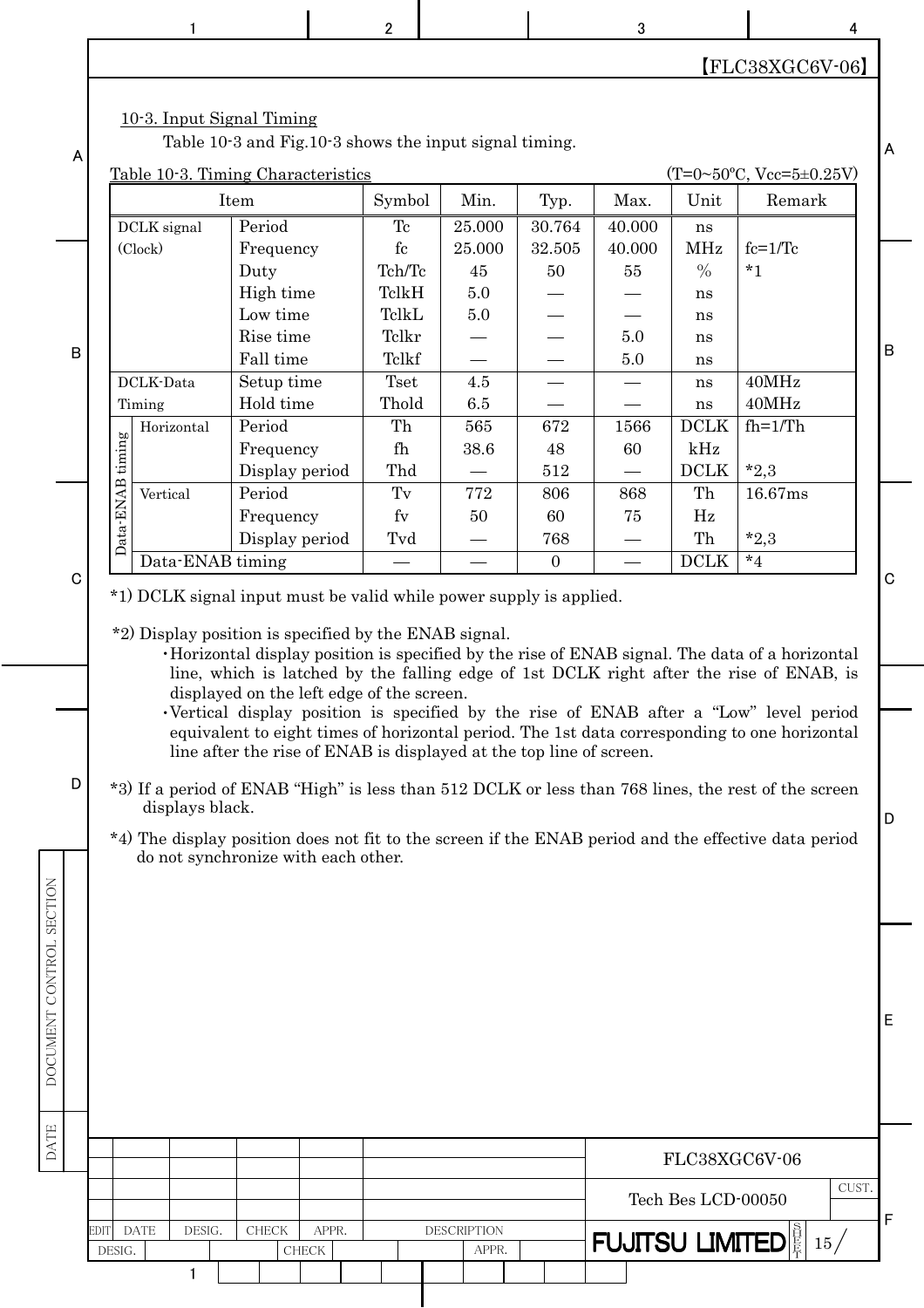## 10-3. Input Signal Timing

Table 10-3 and Fig.10-3 shows the input signal timing.

Table 10-3. Timing Characteristics (T=0~50ºC, Vcc=5±0.25V)

| Item | | | Symbol | Min. | Typ. | Max. | Unit | Remark |
|---|---|---|---|---|---|---|---|---|
| DCLK signal (Clock) | | Period | Tc | 25.000 | 30.764 | 40.000 | ns | |
| | | Frequency | fc | 25.000 | 32.505 | 40.000 | MHz | fc=1/Tc |
| | | Duty | Tch/Tc | 45 | 50 | 55 | % | *1 |
| | | High time | TclkH | 5.0 | — | — | ns | |
| | | Low time | TclkL | 5.0 | — | — | ns | |
| | | Rise time | Tclkr | — | — | 5.0 | ns | |
| | | Fall time | Tclkf | — | — | 5.0 | ns | |
| DCLK-Data Timing | | Setup time | Tset | 4.5 | — | — | ns | 40MHz |
| | | Hold time | Thold | 6.5 | — | — | ns | 40MHz |
| Data-ENAB timing | Horizontal | Period | Th | 565 | 672 | 1566 | DCLK | fh=1/Th |
| | | Frequency | fh | 38.6 | 48 | 60 | kHz | |
| | | Display period | Thd | — | 512 | — | DCLK | *2,3 |
| | Vertical | Period | Tv | 772 | 806 | 868 | Th | 16.67ms |
| | | Frequency | fv | 50 | 60 | 75 | Hz | |
| | | Display period | Tvd | — | 768 | — | Th | *2,3 |
| | Data-ENAB timing | | — | — | 0 | — | DCLK | *4 |

*1) DCLK signal input must be valid while power supply is applied.

*2) Display position is specified by the ENAB signal.

- Horizontal display position is specified by the rise of ENAB signal. The data of a horizontal line, which is latched by the falling edge of 1st DCLK right after the rise of ENAB, is displayed on the left edge of the screen.
- Vertical display position is specified by the rise of ENAB after a "Low" level period equivalent to eight times of horizontal period. The 1st data corresponding to one horizontal line after the rise of ENAB is displayed at the top line of screen.

*3) If a period of ENAB "High" is less than 512 DCLK or less than 768 lines, the rest of the screen displays black.

*4) The display position does not fit to the screen if the ENAB period and the effective data period do not synchronize with each other.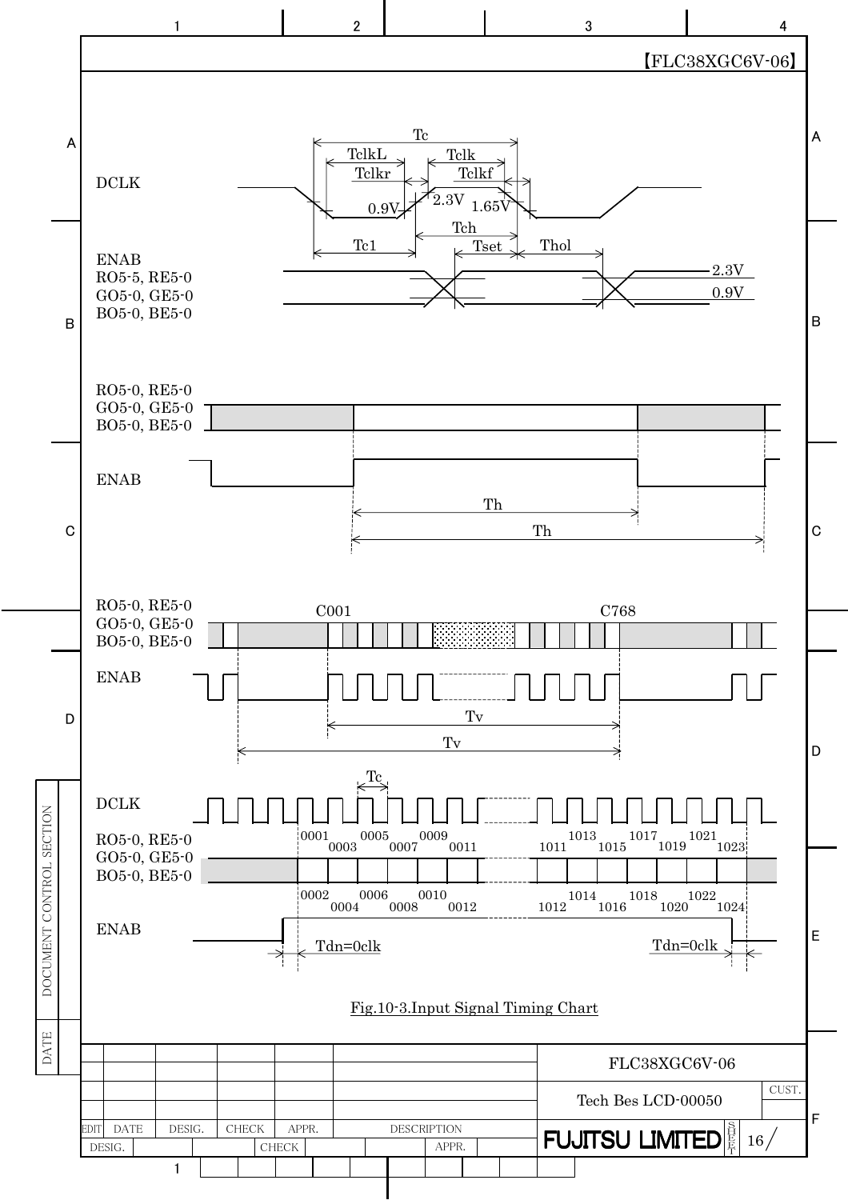【FLC38XGC6V-06】

DCLK

Tc, TclkL, Tclk, Tclkr, Tclkf, 0.9V, 2.3V, 1.65V, Tch, Tc1, Tset, Thol

ENAB
RO5-5, RE5-0
GO5-0, GE5-0
BO5-0, BE5-0

2.3V
0.9V

RO5-0, RE5-0
GO5-0, GE5-0
BO5-0, BE5-0

ENAB

Th
Th

RO5-0, RE5-0
GO5-0, GE5-0
BO5-0, BE5-0

C001 C768

ENAB

Tv
Tv

DCLK

Tc

RO5-0, RE5-0
GO5-0, GE5-0
BO5-0, BE5-0

0001 0003 0005 0007 0009 0011 1011 1013 1015 1017 1019 1021 1023

0002 0004 0006 0008 0010 0012 1012 1014 1016 1018 1020 1022 1024

ENAB

Tdn=0clk Tdn=0clk

Fig.10-3.Input Signal Timing Chart

FLC38XGC6V-06

Tech Bes LCD-00050

FUJITSU LIMITED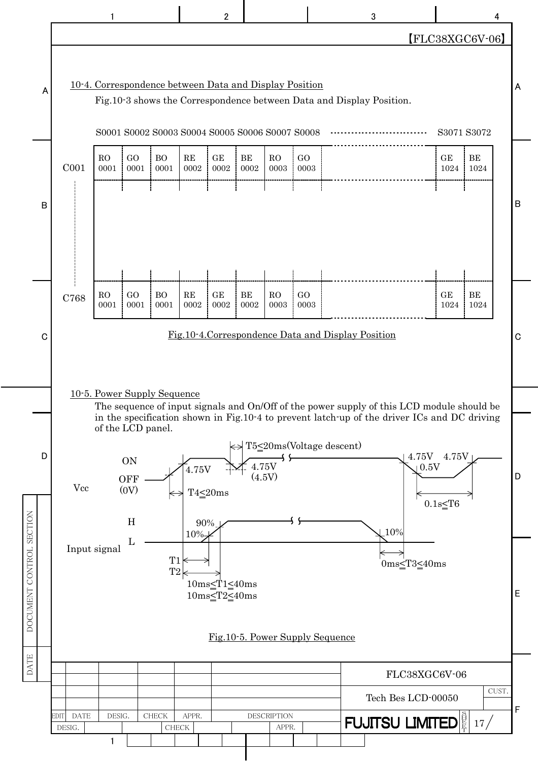## 10-4. Correspondence between Data and Display Position

Fig.10-3 shows the Correspondence between Data and Display Position.

| | S0001 | S0002 | S0003 | S0004 | S0005 | S0006 | S0007 | S0008 | ------- | S3071 | S3072 |
|---|---|---|---|---|---|---|---|---|---|---|---|
| C001 | RO 0001 | GO 0001 | BO 0001 | RE 0002 | GE 0002 | BE 0002 | RO 0003 | GO 0003 | | GE 1024 | BE 1024 |
| ¦ | | | | | | | | | | | |
| C768 | RO 0001 | GO 0001 | BO 0001 | RE 0002 | GE 0002 | BE 0002 | RO 0003 | GO 0003 | | GE 1024 | BE 1024 |

Fig.10-4.Correspondence Data and Display Position

## 10-5. Power Supply Sequence

The sequence of input signals and On/Off of the power supply of this LCD module should be in the specification shown in Fig.10-4 to prevent latch-up of the driver ICs and DC driving of the LCD panel.

Vcc: ON / OFF (0V); 4.75V; T4≦20ms; T5≦20ms(Voltage descent); 4.75V (4.5V); 4.75V; 0.5V; 4.75V; 0.1s≦T6

Input signal: H / L; 90%; 10%; T1; T2; 10%; 0ms≦T3≦40ms

10ms≦T1≦40ms
10ms≦T2≦40ms

Fig.10-5. Power Supply Sequence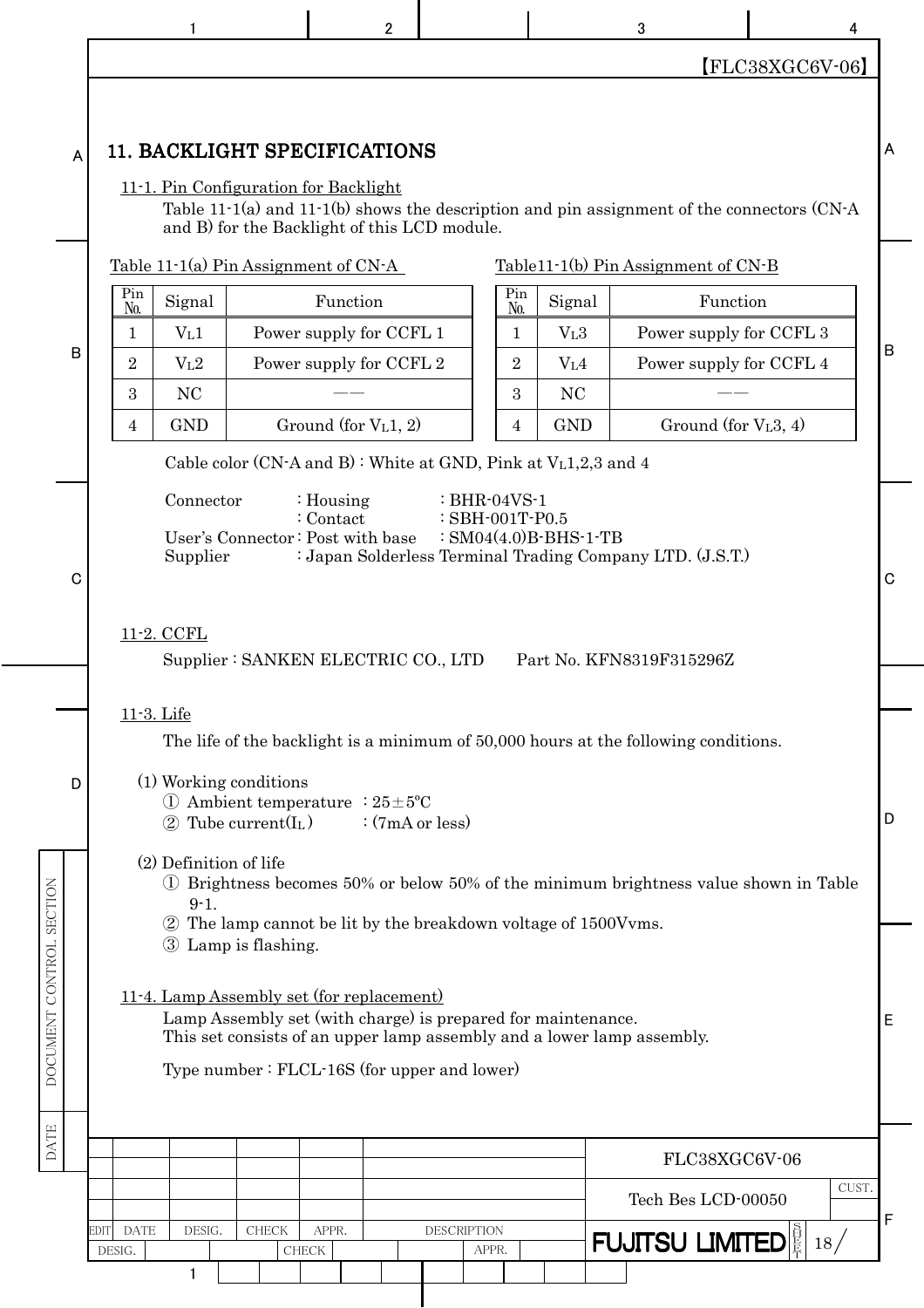# 11. BACKLIGHT SPECIFICATIONS

## 11-1. Pin Configuration for Backlight

Table 11-1(a) and 11-1(b) shows the description and pin assignment of the connectors (CN-A and B) for the Backlight of this LCD module.

Table 11-1(a) Pin Assignment of CN-A

| Pin No. | Signal | Function |
|---|---|---|
| 1 | $V_L1$ | Power supply for CCFL 1 |
| 2 | $V_L2$ | Power supply for CCFL 2 |
| 3 | NC | —— |
| 4 | GND | Ground (for $V_L1$, 2) |

Table11-1(b) Pin Assignment of CN-B

| Pin No. | Signal | Function |
|---|---|---|
| 1 | $V_L3$ | Power supply for CCFL 3 |
| 2 | $V_L4$ | Power supply for CCFL 4 |
| 3 | NC | —— |
| 4 | GND | Ground (for $V_L3$, 4) |

Cable color (CN-A and B) : White at GND, Pink at $V_L$1,2,3 and 4

Connector : Housing : BHR-04VS-1
: Contact : SBH-001T-P0.5
User's Connector : Post with base : SM04(4.0)B-BHS-1-TB
Supplier : Japan Solderless Terminal Trading Company LTD. (J.S.T.)

## 11-2. CCFL

Supplier : SANKEN ELECTRIC CO., LTD Part No. KFN8319F315296Z

## 11-3. Life

The life of the backlight is a minimum of 50,000 hours at the following conditions.

(1) Working conditions
① Ambient temperature : 25±5ºC
② Tube current($I_L$) : (7mA or less)

(2) Definition of life
① Brightness becomes 50% or below 50% of the minimum brightness value shown in Table 9-1.
② The lamp cannot be lit by the breakdown voltage of 1500Vvms.
③ Lamp is flashing.

## 11-4. Lamp Assembly set (for replacement)

Lamp Assembly set (with charge) is prepared for maintenance.
This set consists of an upper lamp assembly and a lower lamp assembly.

Type number : FLCL-16S (for upper and lower)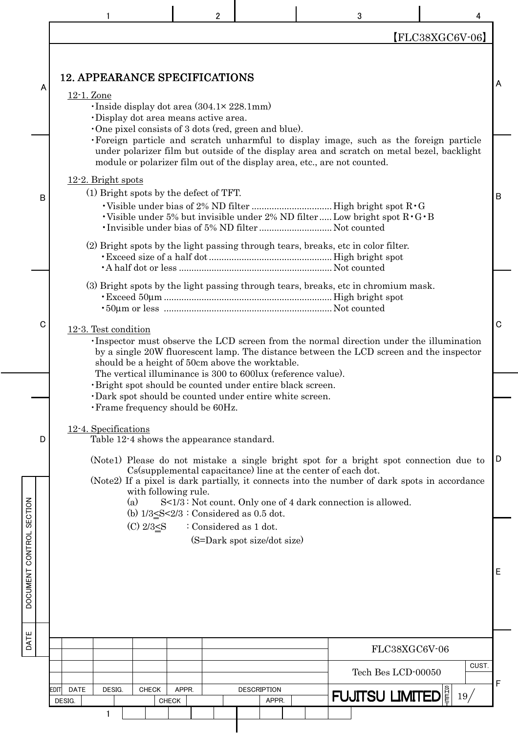## 12. APPEARANCE SPECIFICATIONS

### 12-1. Zone

- Inside display dot area (304.1× 228.1mm)
- Display dot area means active area.
- One pixel consists of 3 dots (red, green and blue).
- Foreign particle and scratch unharmful to display image, such as the foreign particle under polarizer film but outside of the display area and scratch on metal bezel, backlight module or polarizer film out of the display area, etc., are not counted.

### 12-2. Bright spots

(1) Bright spots by the defect of TFT.

- Visible under bias of 2% ND filter ................................ High bright spot R・G
- Visible under 5% but invisible under 2% ND filter ..... Low bright spot R・G・B
- Invisible under bias of 5% ND filter ............................. Not counted

(2) Bright spots by the light passing through tears, breaks, etc in color filter.

- Exceed size of a half dot ................................................ High bright spot
- A half dot or less ............................................................ Not counted

(3) Bright spots by the light passing through tears, breaks, etc in chromium mask.

- Exceed 50μm .................................................................. High bright spot
- 50μm or less .................................................................. Not counted

### 12-3. Test condition

- Inspector must observe the LCD screen from the normal direction under the illumination by a single 20W fluorescent lamp. The distance between the LCD screen and the inspector should be a height of 50cm above the worktable.
  The vertical illuminance is 300 to 600lux (reference value).
- Bright spot should be counted under entire black screen.
- Dark spot should be counted under entire white screen.
- Frame frequency should be 60Hz.

### 12-4. Specifications

Table 12-4 shows the appearance standard.

(Note1) Please do not mistake a single bright spot for a bright spot connection due to Cs(supplemental capacitance) line at the center of each dot.

(Note2) If a pixel is dark partially, it connects into the number of dark spots in accordance with following rule.

(a) $S<1/3$ : Not count. Only one of 4 dark connection is allowed.

(b) $1/3\leq S<2/3$ : Considered as 0.5 dot.

(C) $2/3\leq S$ : Considered as 1 dot.

(S=Dark spot size/dot size)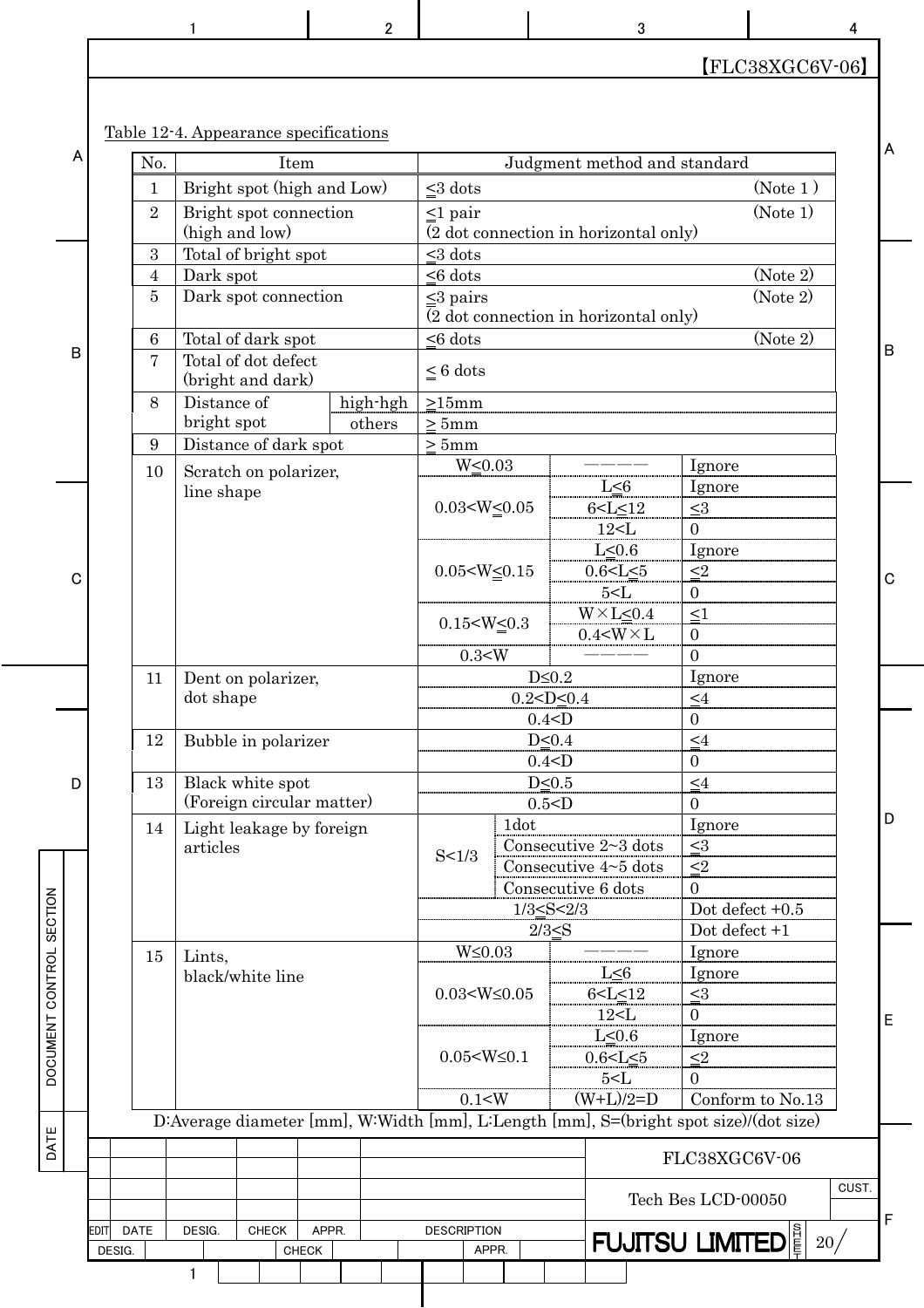【FLC38XGC6V-06】

Table 12-4. Appearance specifications

| No. | Item | | Judgment method and standard | | | |
|---|---|---|---|---|---|---|
| 1 | Bright spot (high and Low) | | ≤3 dots (Note 1 ) | | | |
| 2 | Bright spot connection (high and low) | | ≤1 pair (Note 1) (2 dot connection in horizontal only) | | | |
| 3 | Total of bright spot | | ≤3 dots | | | |
| 4 | Dark spot | | ≤6 dots (Note 2) | | | |
| 5 | Dark spot connection | | ≤3 pairs (Note 2) (2 dot connection in horizontal only) | | | |
| 6 | Total of dark spot | | ≤6 dots (Note 2) | | | |
| 7 | Total of dot defect (bright and dark) | | ≤ 6 dots | | | |
| 8 | Distance of bright spot | high-hgh | ≥15mm | | | |
| | | others | ≥ 5mm | | | |
| 9 | Distance of dark spot | | ≥ 5mm | | | |
| 10 | Scratch on polarizer, line shape | | W≤0.03 | | ———— | Ignore |
| | | | 0.03<W≤0.05 | | L≤6 | Ignore |
| | | | | | 6<L≤12 | ≤3 |
| | | | | | 12<L | 0 |
| | | | 0.05<W≤0.15 | | L≤0.6 | Ignore |
| | | | | | 0.6<L≤5 | ≤2 |
| | | | | | 5<L | 0 |
| | | | 0.15<W≤0.3 | | W×L≤0.4 | ≤1 |
| | | | | | 0.4<W×L | 0 |
| | | | 0.3<W | | ———— | 0 |
| 11 | Dent on polarizer, dot shape | | D≤0.2 | | | Ignore |
| | | | 0.2<D≤0.4 | | | ≤4 |
| | | | 0.4<D | | | 0 |
| 12 | Bubble in polarizer | | D≤0.4 | | | ≤4 |
| | | | 0.4<D | | | 0 |
| 13 | Black white spot (Foreign circular matter) | | D≤0.5 | | | ≤4 |
| | | | 0.5<D | | | 0 |
| 14 | Light leakage by foreign articles | | S<1/3 | 1dot | | Ignore |
| | | | | Consecutive 2~3 dots | | ≤3 |
| | | | | Consecutive 4~5 dots | | ≤2 |
| | | | | Consecutive 6 dots | | 0 |
| | | | 1/3≤S<2/3 | | | Dot defect +0.5 |
| | | | 2/3≤S | | | Dot defect +1 |
| 15 | Lints, black/white line | | W≤0.03 | | ———— | Ignore |
| | | | 0.03<W≤0.05 | | L≤6 | Ignore |
| | | | | | 6<L≤12 | ≤3 |
| | | | | | 12<L | 0 |
| | | | 0.05<W≤0.1 | | L≤0.6 | Ignore |
| | | | | | 0.6<L≤5 | ≤2 |
| | | | | | 5<L | 0 |
| | | | 0.1<W | | (W+L)/2=D | Conform to No.13 |

D:Average diameter [mm], W:Width [mm], L:Length [mm], S=(bright spot size)/(dot size)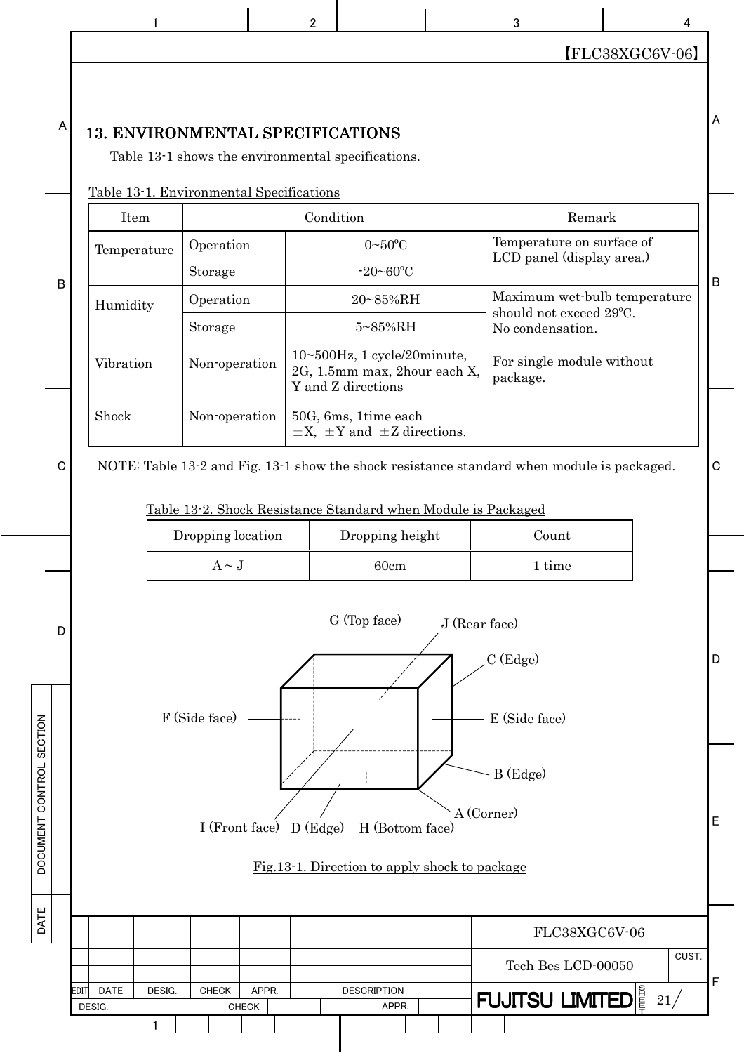## 13. ENVIRONMENTAL SPECIFICATIONS

Table 13-1 shows the environmental specifications.

Table 13-1. Environmental Specifications

| Item | Condition | | Remark |
|---|---|---|---|
| Temperature | Operation | 0~50ºC | Temperature on surface of LCD panel (display area.) |
| | Storage | -20~60ºC | |
| Humidity | Operation | 20~85%RH | Maximum wet-bulb temperature should not exceed 29ºC. No condensation. |
| | Storage | 5~85%RH | |
| Vibration | Non-operation | 10~500Hz, 1 cycle/20minute, 2G, 1.5mm max, 2hour each X, Y and Z directions | For single module without package. |
| Shock | Non-operation | 50G, 6ms, 1time each ±X, ±Y and ±Z directions. | |

NOTE: Table 13-2 and Fig. 13-1 show the shock resistance standard when module is packaged.

Table 13-2. Shock Resistance Standard when Module is Packaged

| Dropping location | Dropping height | Count |
|---|---|---|
| A ~ J | 60cm | 1 time |

G (Top face) J (Rear face) C (Edge) F (Side face) E (Side face) B (Edge) A (Corner) I (Front face) D (Edge) H (Bottom face)

Fig.13-1. Direction to apply shock to package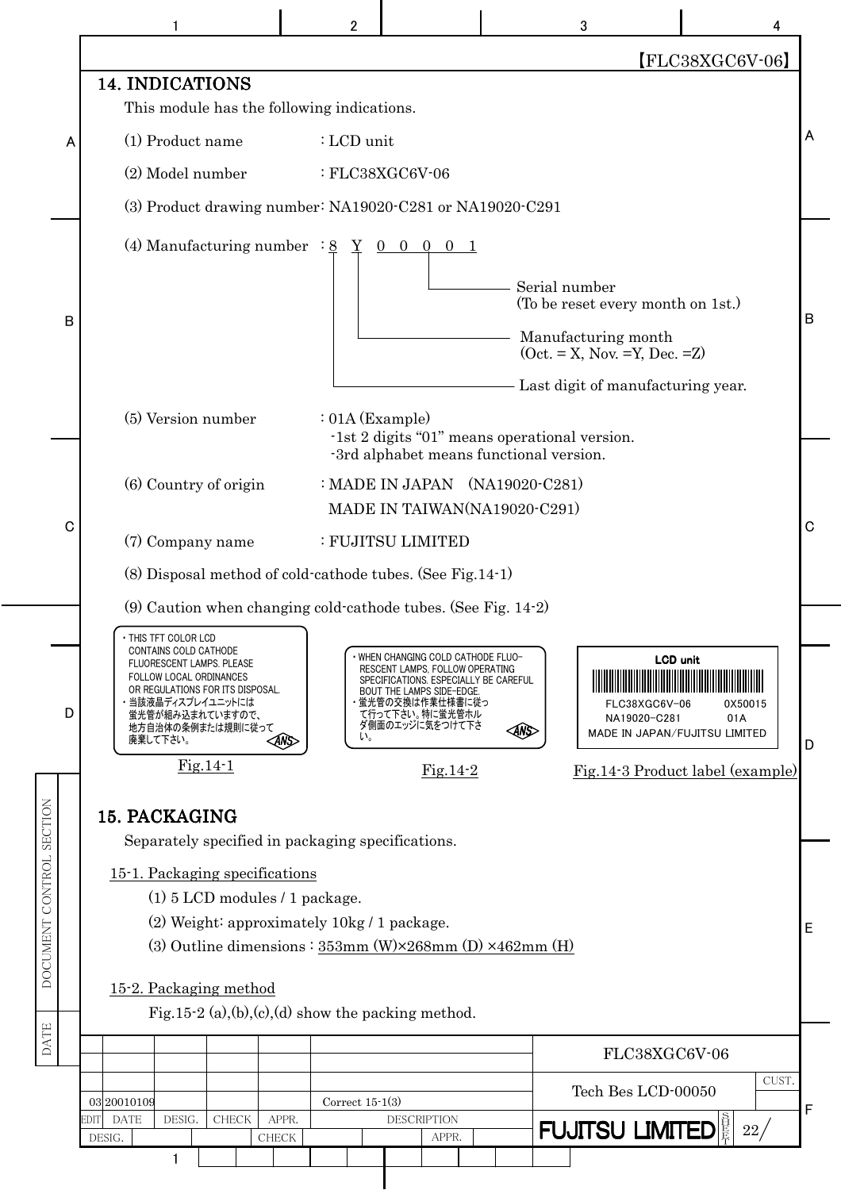【FLC38XGC6V-06】

## 14. INDICATIONS

This module has the following indications.

(1) Product name : LCD unit

(2) Model number : FLC38XGC6V-06

(3) Product drawing number: NA19020-C281 or NA19020-C291

(4) Manufacturing number : 8 Y 0 0 0 0 1

- 0 0 0 0 1 — Serial number (To be reset every month on 1st.)
- Y — Manufacturing month (Oct. = X, Nov. =Y, Dec. =Z)
- 8 — Last digit of manufacturing year.

(5) Version number : 01A (Example)
- -1st 2 digits "01" means operational version.
- -3rd alphabet means functional version.

(6) Country of origin : MADE IN JAPAN (NA19020-C281)
MADE IN TAIWAN(NA19020-C291)

(7) Company name : FUJITSU LIMITED

(8) Disposal method of cold-cathode tubes. (See Fig.14-1)

(9) Caution when changing cold-cathode tubes. (See Fig. 14-2)

・THIS TFT COLOR LCD CONTAINS COLD CATHODE FLUORESCENT LAMPS. PLEASE FOLLOW LOCAL ORDINANCES OR REGULATIONS FOR ITS DISPOSAL.
・当該液晶ディスプレイユニットには蛍光管が組み込まれていますので、地方自治体の条例または規則に従って廃棄して下さい。 ANS

Fig.14-1

・WHEN CHANGING COLD CATHODE FLUORESCENT LAMPS, FOLLOW OPERATING SPECIFICATIONS. ESPECIALLY BE CAREFUL BOUT THE LAMPS SIDE-EDGE.
・蛍光管の交換は作業仕様書に従って行って下さい。特に蛍光管ホルダ側面のエッジに気をつけて下さい。 ANS

Fig.14-2

LCD unit
FLC38XGC6V-06 0X50015
NA19020-C281 01A
MADE IN JAPAN/FUJITSU LIMITED

Fig.14-3 Product label (example)

## 15. PACKAGING

Separately specified in packaging specifications.

### 15-1. Packaging specifications

(1) 5 LCD modules / 1 package.

(2) Weight: approximately 10kg / 1 package.

(3) Outline dimensions : 353mm (W)×268mm (D) ×462mm (H)

### 15-2. Packaging method

Fig.15-2 (a),(b),(c),(d) show the packing method.

| EDIT | DATE | DESIG. | CHECK | APPR. | DESCRIPTION |
|---|---|---|---|---|---|
| 03 | 20010109 | | | | Correct 15-1(3) |

FLC38XGC6V-06
Tech Bes LCD-00050
FUJITSU LIMITED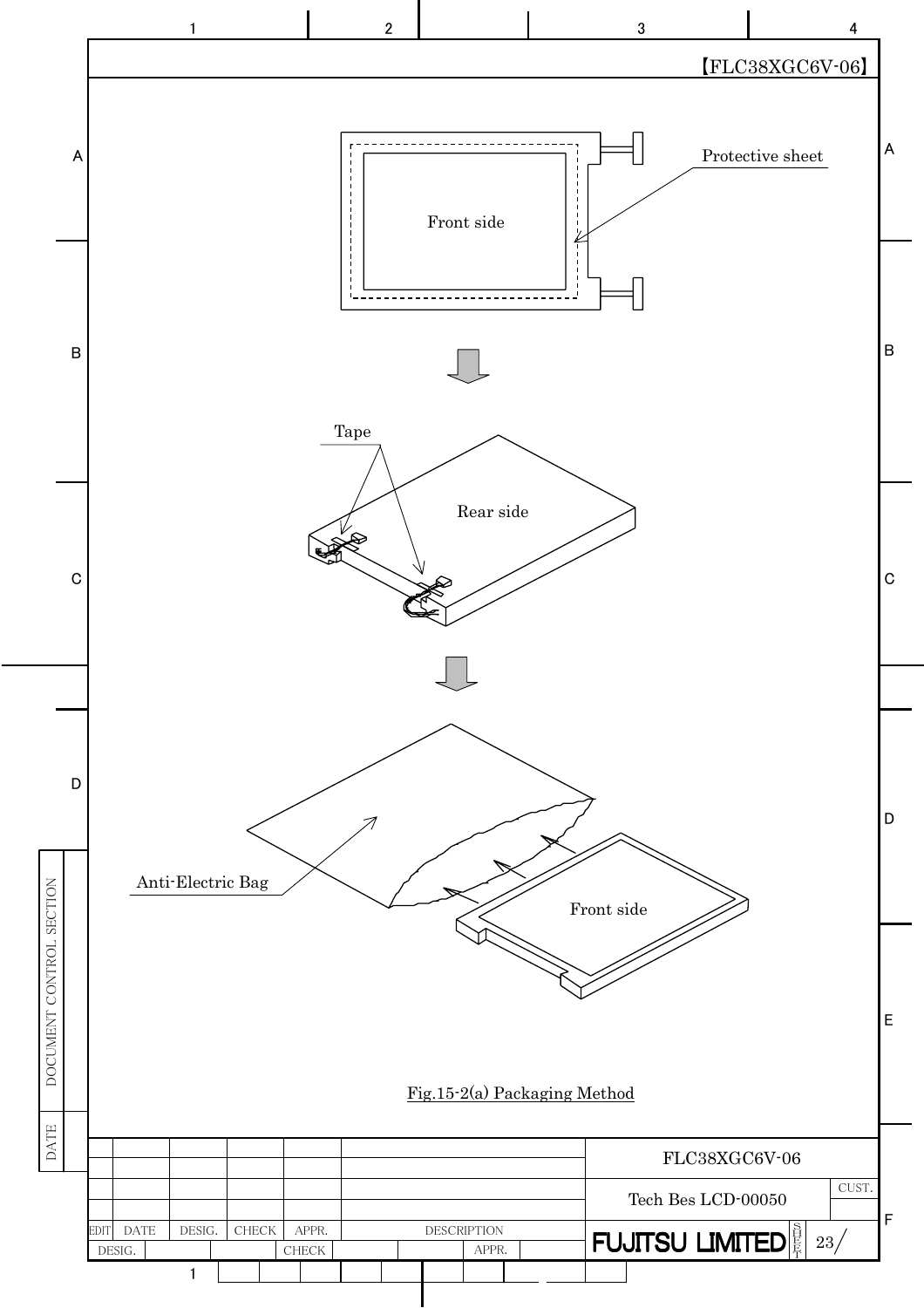【FLC38XGC6V-06】

Protective sheet

Front side

Tape

Rear side

Anti-Electric Bag

Front side

Fig.15-2(a) Packaging Method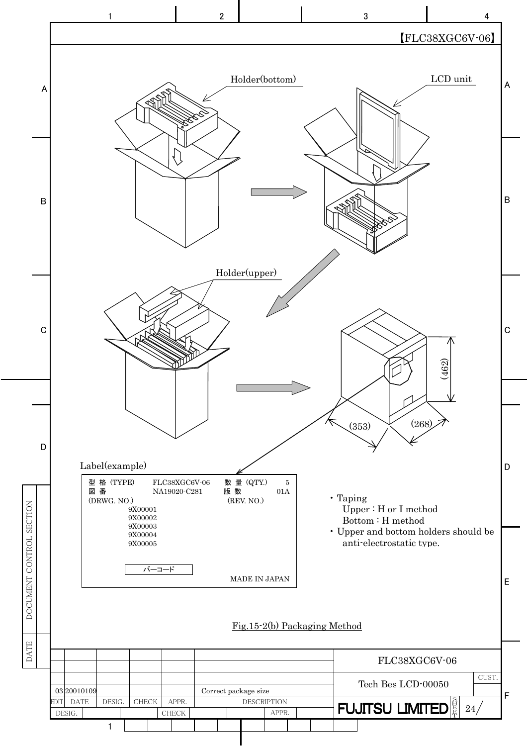【FLC38XGC6V-06】

Holder(bottom)

LCD unit

Holder(upper)

(462)

(353)

(268)

Label(example)

| 型 格 (TYPE) | FLC38XGC6V-06 | 数 量 (QTY.) | 5 |
|---|---|---|---|
| 図 番 (DRWG. NO.) | NA19020-C281 | 版 数 (REV. NO.) | 01A |

9X00001
9X00002
9X00003
9X00004
9X00005

バーコード

MADE IN JAPAN

- Taping
  - Upper : H or I method
  - Bottom : H method
- Upper and bottom holders should be anti-electrostatic type.

Fig.15-2(b) Packaging Method

| EDIT | DATE | DESIG. | CHECK | APPR. | DESCRIPTION |
|---|---|---|---|---|---|
| 03 | 20010109 | | | | Correct package size |

FLC38XGC6V-06

Tech Bes LCD-00050

FUJITSU LIMITED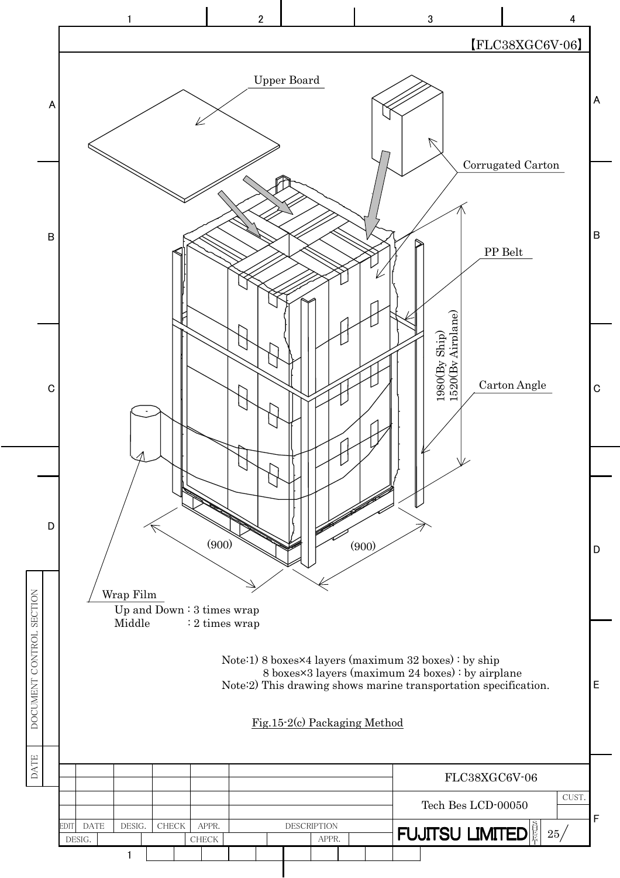【FLC38XGC6V-06】

Upper Board

Corrugated Carton

PP Belt

1980(By Ship)
1520(By Airplane)

Carton Angle

(900)

(900)

Wrap Film
Up and Down : 3 times wrap
Middle : 2 times wrap

Note:1) 8 boxes×4 layers (maximum 32 boxes) : by ship
8 boxes×3 layers (maximum 24 boxes) : by airplane
Note:2) This drawing shows marine transportation specification.

Fig.15-2(c) Packaging Method

FLC38XGC6V-06

Tech Bes LCD-00050

FUJITSU LIMITED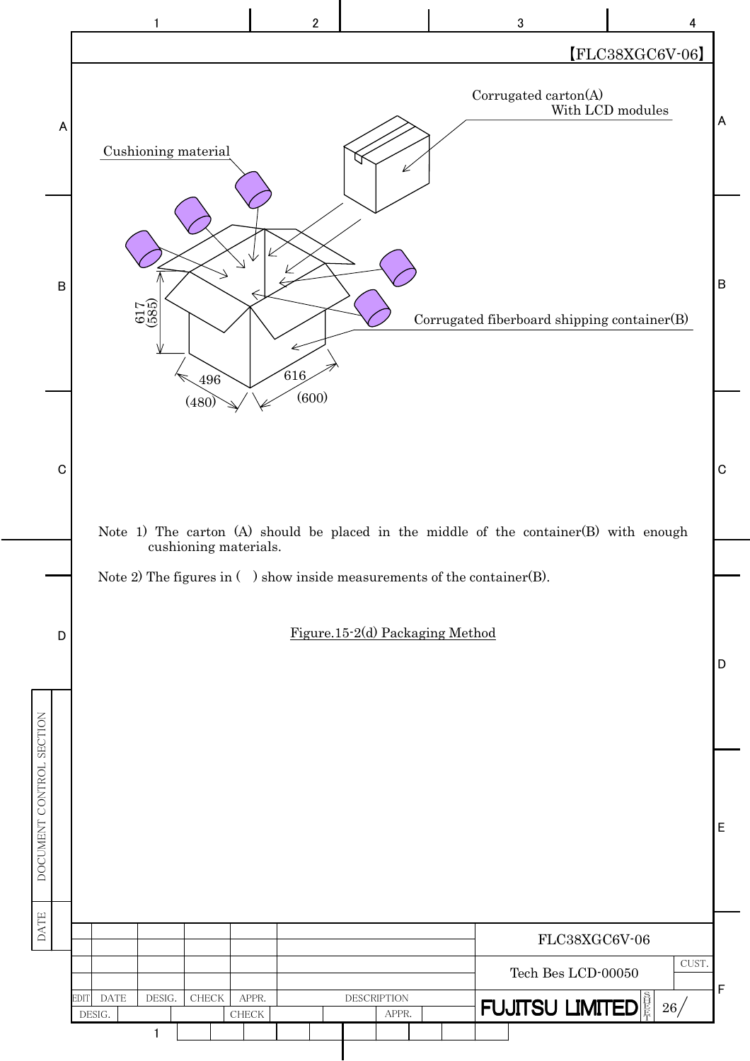【FLC38XGC6V-06】

Corrugated carton(A)
With LCD modules

Cushioning material

Corrugated fiberboard shipping container(B)

617
(585)

496
(480)

616
(600)

Note 1) The carton (A) should be placed in the middle of the container(B) with enough cushioning materials.

Note 2) The figures in ( ) show inside measurements of the container(B).

Figure.15-2(d) Packaging Method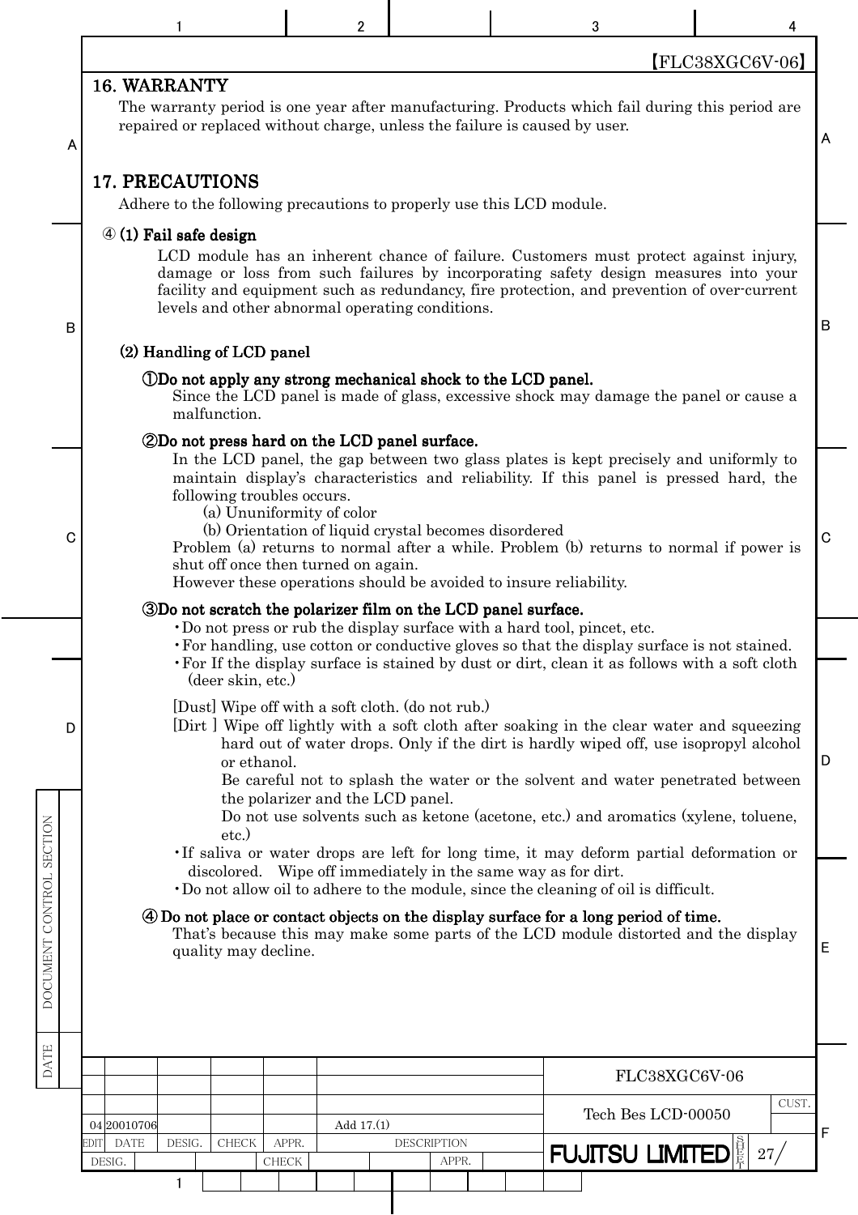【FLC38XGC6V-06】

## 16. WARRANTY

The warranty period is one year after manufacturing. Products which fail during this period are repaired or replaced without charge, unless the failure is caused by user.

## 17. PRECAUTIONS

Adhere to the following precautions to properly use this LCD module.

④ **(1) Fail safe design**

LCD module has an inherent chance of failure. Customers must protect against injury, damage or loss from such failures by incorporating safety design measures into your facility and equipment such as redundancy, fire protection, and prevention of over-current levels and other abnormal operating conditions.

**(2) Handling of LCD panel**

**①Do not apply any strong mechanical shock to the LCD panel.**

Since the LCD panel is made of glass, excessive shock may damage the panel or cause a malfunction.

**②Do not press hard on the LCD panel surface.**

In the LCD panel, the gap between two glass plates is kept precisely and uniformly to maintain display's characteristics and reliability. If this panel is pressed hard, the following troubles occurs.

(a) Ununiformity of color

(b) Orientation of liquid crystal becomes disordered

Problem (a) returns to normal after a while. Problem (b) returns to normal if power is shut off once then turned on again.

However these operations should be avoided to insure reliability.

**③Do not scratch the polarizer film on the LCD panel surface.**

- Do not press or rub the display surface with a hard tool, pincet, etc.
- For handling, use cotton or conductive gloves so that the display surface is not stained.
- For If the display surface is stained by dust or dirt, clean it as follows with a soft cloth (deer skin, etc.)

[Dust] Wipe off with a soft cloth. (do not rub.)

[Dirt ] Wipe off lightly with a soft cloth after soaking in the clear water and squeezing hard out of water drops. Only if the dirt is hardly wiped off, use isopropyl alcohol or ethanol.

Be careful not to splash the water or the solvent and water penetrated between the polarizer and the LCD panel.

Do not use solvents such as ketone (acetone, etc.) and aromatics (xylene, toluene, etc.)

- If saliva or water drops are left for long time, it may deform partial deformation or discolored. Wipe off immediately in the same way as for dirt.
- Do not allow oil to adhere to the module, since the cleaning of oil is difficult.

**④ Do not place or contact objects on the display surface for a long period of time.**

That's because this may make some parts of the LCD module distorted and the display quality may decline.

| EDIT | DATE | DESIG. | CHECK | APPR. | DESCRIPTION |
|---|---|---|---|---|---|
| 04 | 20010706 | | | | Add 17.(1) |

FLC38XGC6V-06

Tech Bes LCD-00050

FUJITSU LIMITED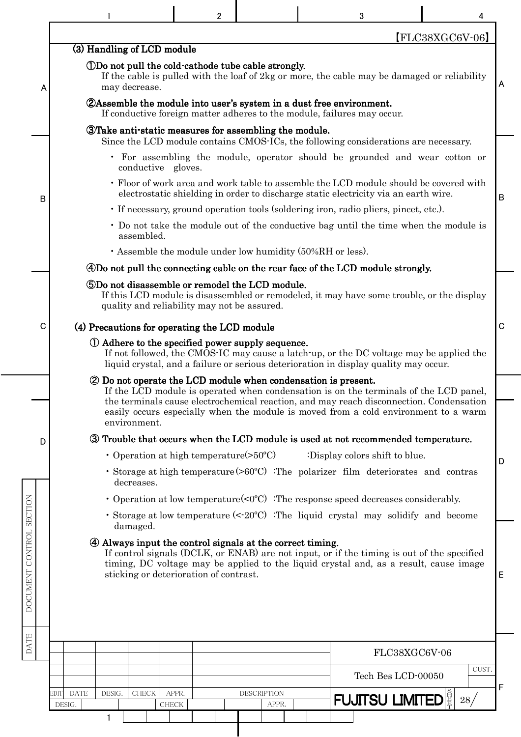### (3) Handling of LCD module

**①Do not pull the cold-cathode tube cable strongly.**
If the cable is pulled with the loaf of 2kg or more, the cable may be damaged or reliability may decrease.

**②Assemble the module into user's system in a dust free environment.**
If conductive foreign matter adheres to the module, failures may occur.

**③Take anti-static measures for assembling the module.**
Since the LCD module contains CMOS-ICs, the following considerations are necessary.

- For assembling the module, operator should be grounded and wear cotton or conductive gloves.
- Floor of work area and work table to assemble the LCD module should be covered with electrostatic shielding in order to discharge static electricity via an earth wire.
- If necessary, ground operation tools (soldering iron, radio pliers, pincet, etc.).
- Do not take the module out of the conductive bag until the time when the module is assembled.
- Assemble the module under low humidity (50%RH or less).

**④Do not pull the connecting cable on the rear face of the LCD module strongly.**

**⑤Do not disassemble or remodel the LCD module.**
If this LCD module is disassembled or remodeled, it may have some trouble, or the display quality and reliability may not be assured.

### (4) Precautions for operating the LCD module

**① Adhere to the specified power supply sequence.**
If not followed, the CMOS-IC may cause a latch-up, or the DC voltage may be applied the liquid crystal, and a failure or serious deterioration in display quality may occur.

**② Do not operate the LCD module when condensation is present.**
If the LCD module is operated when condensation is on the terminals of the LCD panel, the terminals cause electrochemical reaction, and may reach disconnection. Condensation easily occurs especially when the module is moved from a cold environment to a warm environment.

**③ Trouble that occurs when the LCD module is used at not recommended temperature.**

- Operation at high temperature(>50ºC) :Display colors shift to blue.
- Storage at high temperature (>60ºC) :The polarizer film deteriorates and contras decreases.
- Operation at low temperature(<0ºC) :The response speed decreases considerably.
- Storage at low temperature (<-20ºC) :The liquid crystal may solidify and become damaged.

**④ Always input the control signals at the correct timing.**
If control signals (DCLK, or ENAB) are not input, or if the timing is out of the specified timing, DC voltage may be applied to the liquid crystal and, as a result, cause image sticking or deterioration of contrast.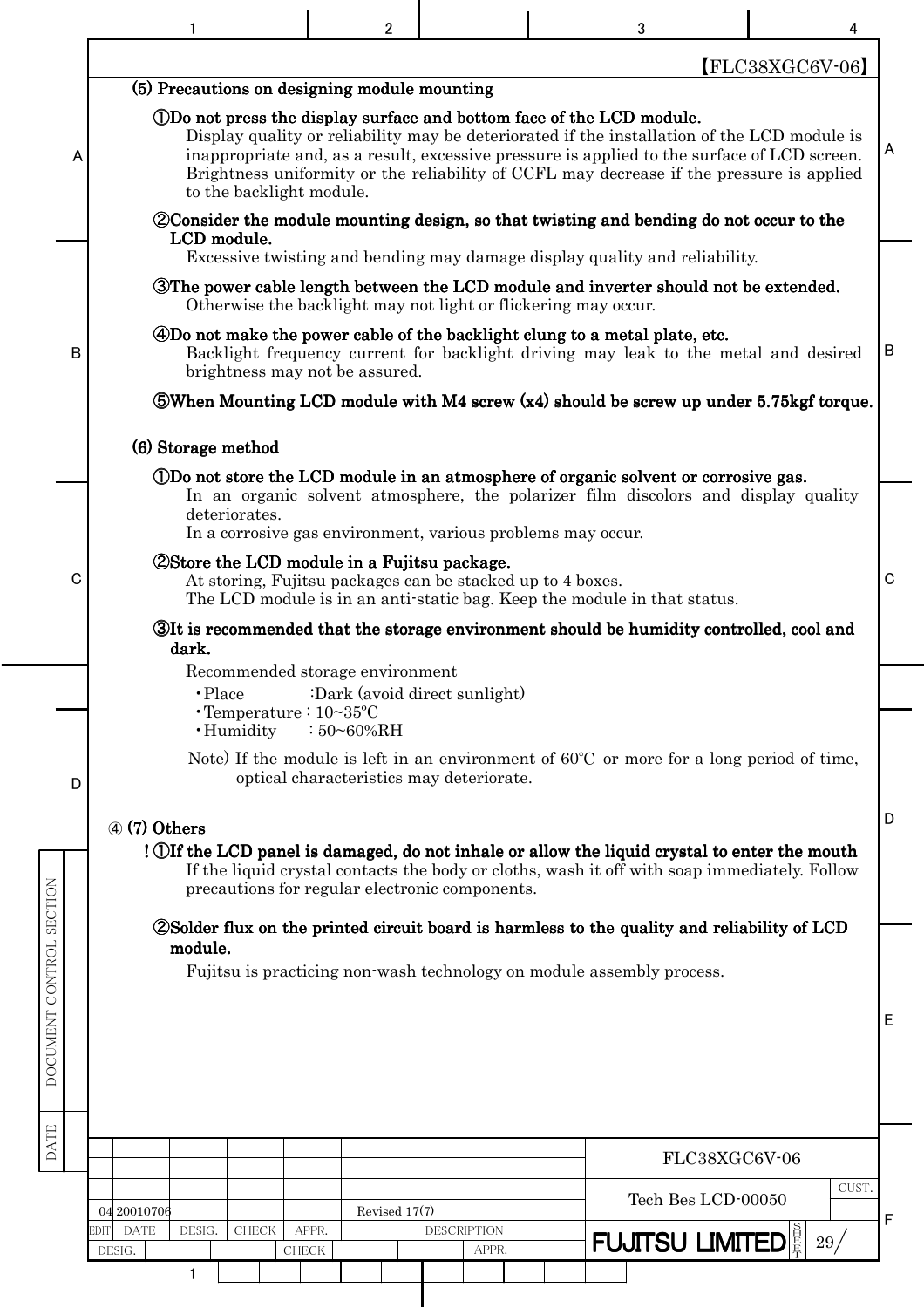【FLC38XGC6V-06】

**(5) Precautions on designing module mounting**

**①Do not press the display surface and bottom face of the LCD module.**
Display quality or reliability may be deteriorated if the installation of the LCD module is inappropriate and, as a result, excessive pressure is applied to the surface of LCD screen. Brightness uniformity or the reliability of CCFL may decrease if the pressure is applied to the backlight module.

**②Consider the module mounting design, so that twisting and bending do not occur to the LCD module.**
Excessive twisting and bending may damage display quality and reliability.

**③The power cable length between the LCD module and inverter should not be extended.**
Otherwise the backlight may not light or flickering may occur.

**④Do not make the power cable of the backlight clung to a metal plate, etc.**
Backlight frequency current for backlight driving may leak to the metal and desired brightness may not be assured.

**⑤When Mounting LCD module with M4 screw (x4) should be screw up under 5.75kgf torque.**

**(6) Storage method**

**①Do not store the LCD module in an atmosphere of organic solvent or corrosive gas.**
In an organic solvent atmosphere, the polarizer film discolors and display quality deteriorates.
In a corrosive gas environment, various problems may occur.

**②Store the LCD module in a Fujitsu package.**
At storing, Fujitsu packages can be stacked up to 4 boxes.
The LCD module is in an anti-static bag. Keep the module in that status.

**③It is recommended that the storage environment should be humidity controlled, cool and dark.**

Recommended storage environment

- ・Place :Dark (avoid direct sunlight)
- ・Temperature : 10~35ºC
- ・Humidity : 50~60%RH

Note) If the module is left in an environment of 60℃ or more for a long period of time, optical characteristics may deteriorate.

④ **(7) Others**

! **①If the LCD panel is damaged, do not inhale or allow the liquid crystal to enter the mouth**
If the liquid crystal contacts the body or cloths, wash it off with soap immediately. Follow precautions for regular electronic components.

**②Solder flux on the printed circuit board is harmless to the quality and reliability of LCD module.**
Fujitsu is practicing non-wash technology on module assembly process.

| EDIT | DATE | DESIG. | CHECK | APPR. | DESCRIPTION |
|---|---|---|---|---|---|
| 04 | 20010706 | | | | Revised 17(7) |

FLC38XGC6V-06

Tech Bes LCD-00050

FUJITSU LIMITED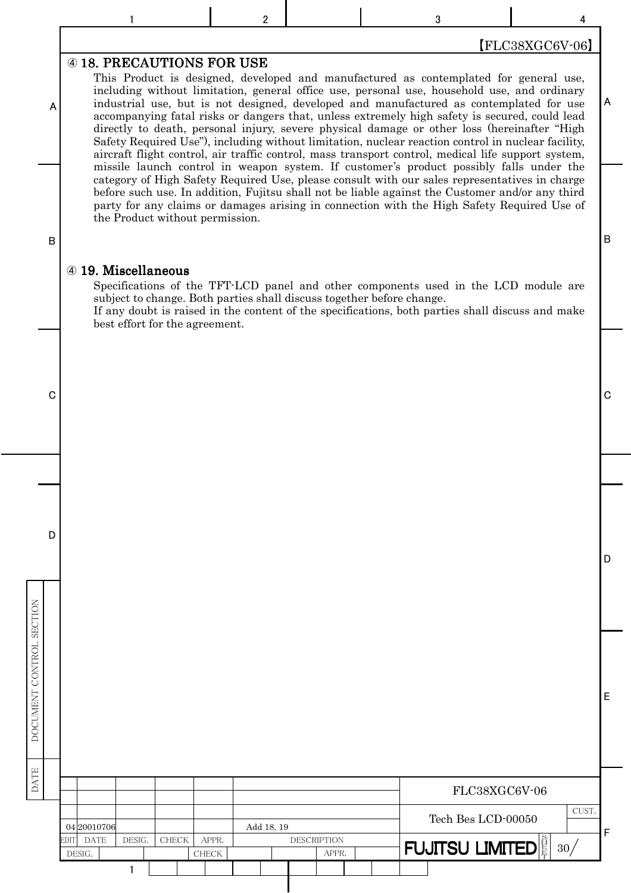## ④ 18. PRECAUTIONS FOR USE

This Product is designed, developed and manufactured as contemplated for general use, including without limitation, general office use, personal use, household use, and ordinary industrial use, but is not designed, developed and manufactured as contemplated for use accompanying fatal risks or dangers that, unless extremely high safety is secured, could lead directly to death, personal injury, severe physical damage or other loss (hereinafter "High Safety Required Use"), including without limitation, nuclear reaction control in nuclear facility, aircraft flight control, air traffic control, mass transport control, medical life support system, missile launch control in weapon system. If customer's product possibly falls under the category of High Safety Required Use, please consult with our sales representatives in charge before such use. In addition, Fujitsu shall not be liable against the Customer and/or any third party for any claims or damages arising in connection with the High Safety Required Use of the Product without permission.

## ④ 19. Miscellaneous

Specifications of the TFT-LCD panel and other components used in the LCD module are subject to change. Both parties shall discuss together before change.
If any doubt is raised in the content of the specifications, both parties shall discuss and make best effort for the agreement.

| EDIT | DATE | DESIG. | CHECK | APPR. | DESCRIPTION |
|---|---|---|---|---|---|
| 04 | 20010706 | | | | Add 18, 19 |

FLC38XGC6V-06

Tech Bes LCD-00050

FUJITSU LIMITED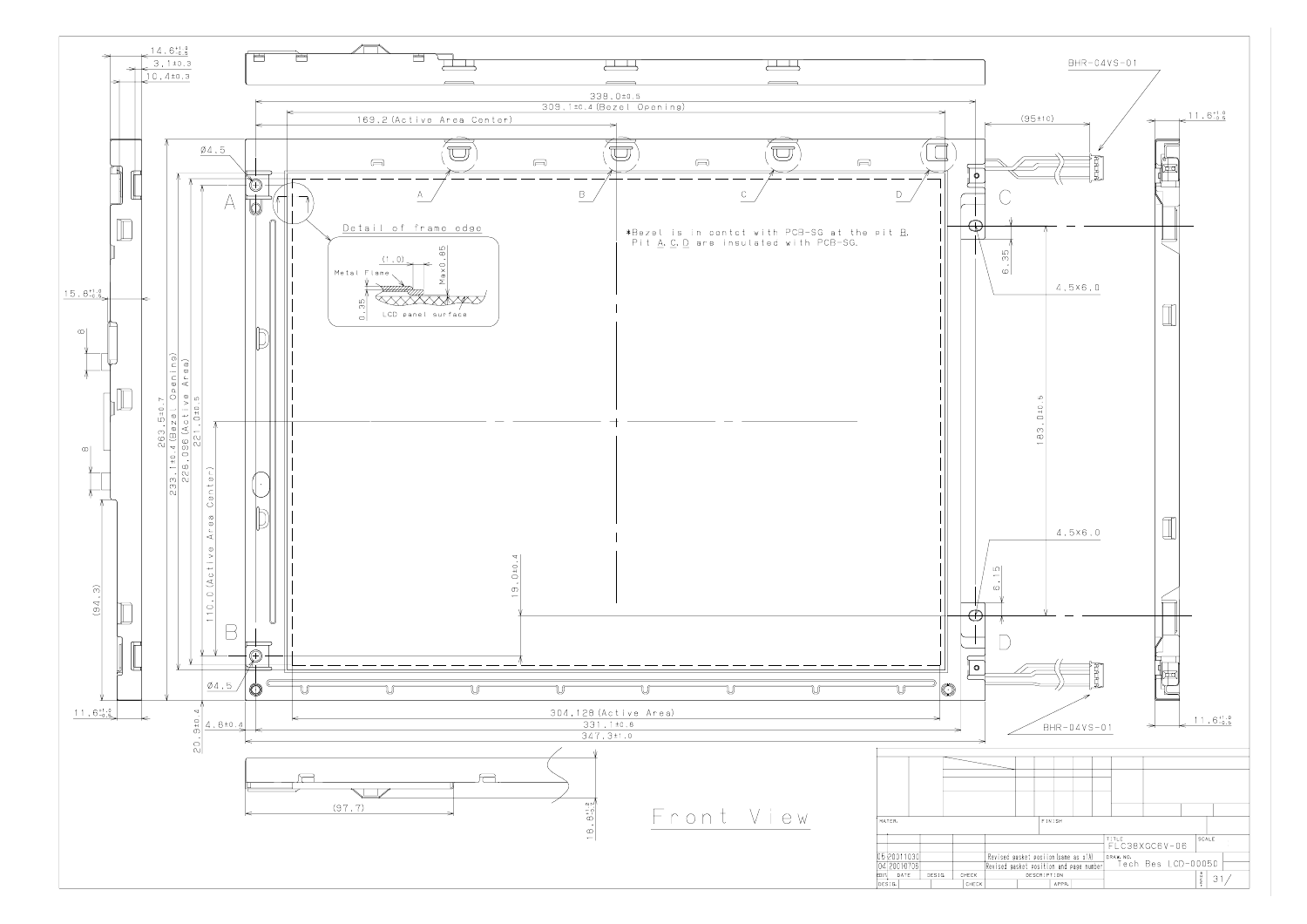**Front View**

Detail of frame edge

(1.0)

Metal Flame

Max0.85

0.35

LCD panel surface

*Bezel is in contact with PCB-SG at the pit B.
Pit A, C, D are insulated with PCB-SG.

338.0±0.5

309.1±0.4 (Bezel Opening)

169.2 (Active Area Center)

304.128 (Active Area)

331.1±0.8

347.3±1.0

263.5±0.7

233.1±0.4 (Bezel Opening)

228.096 (Active Area)

221.0±0.5

110.0 (Active Area Center)

183.0±0.5

19.0±0.4

20.9±0.4

4.8±0.4

Ø4.5

4.5×6.0

6.35

6.15

(95±10)

BHR-04VS-01

14.6 (+1.0/−0.5)

3.1±0.3

10.4±0.3

15.6 (+1.0/−0.5)

11.6 (+1.0/−0.5)

(94.3)

(97.7)

16.6 (+1.0/−0.5)

8

| | | | | | | |
|---|---|---|---|---|---|---|
| MATER. | | | FINISH | | | |
| | | | | TITLE FLC38XGC6V-06 | | SCALE |
| 05 | 20031030 | | Revised gasket position (same as s/A) | DRAW. NO. Tech Bes LCD-00050 | | |
| 04 | 20010706 | | Revised gasket position and page number | | | |
| EDT. | DATE | DESIG. | CHECK | DESCRIPTION | APPR. | 31/ |
| DESIG. | | | CHECK | | APPR. | |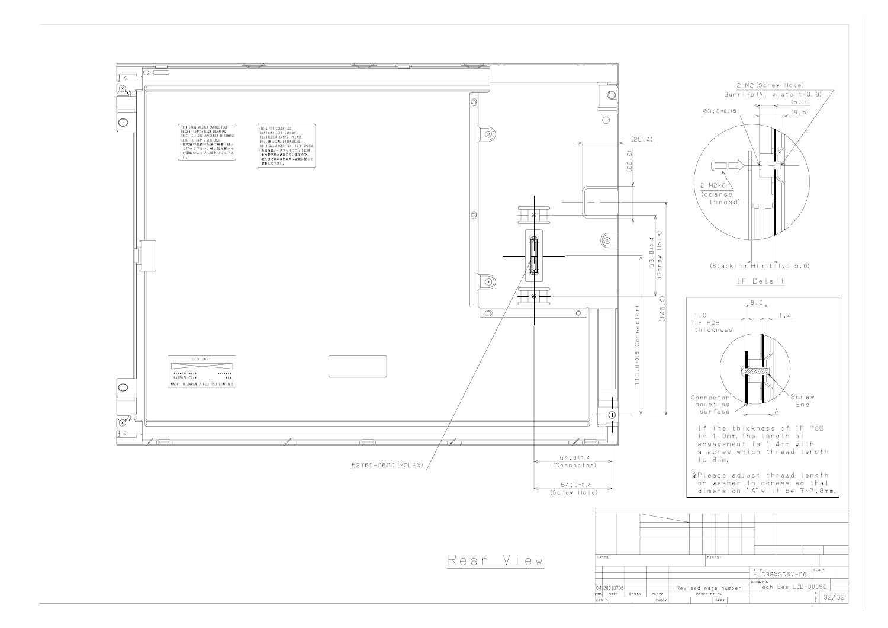-WHEN CHANGING COLD CATHODE FLUORESCENT LAMPS,FOLLOW OPERATING SPECIFICATIONS.ESPECIALLY BE CAREFUL ABOUT THE LAMP'S SIDE-EDGE.

・蛍光管の交換は仕様書に従って行って下さい。特に蛍光管ホルダ側面のエッジに気をつけて下さい。

-THIS TFT COLOR LCD CONTAINS COLD CATHODE FLUORESCENT LAMPS. PLEASE FOLLOW LOCAL ORDINANCES OR REGULATIONS FOR ITS DISPOSAL

・当液晶表示ディスプレイユニットには蛍光管が組み込まれていますので、地方自治体の条例または規則に従って廃棄して下さい。

LCD unit

MADE IN JAPAN / FUJITSU LIMITED

(25.4)

(22.2)

56.0±0.4 (Screw Hole)

110.0±0.5 (Connector)

(146.9)

54.0±0.4 (Connector)

54.0±0.4 (Screw Hole)

52760-0600 (MOLEX)

2-M2 (Screw Hole)

Burring (Al plate t=0.8)

(5.0)

(6.5)

Ø3.0±0.15

2-M2x8 (coarse thread)

(Stacking Hight:Typ 5.0)

IF Detail

8.0

1.0 IF PCB thickness

1.4

Connector mounting surface

Screw End

A

If the thickness of IF PCB is 1.0mm, the length of engagement is 1.4mm with a screw which thread length is 8mm.

※Please adjust thread length or washer thickness so that dimension "A" will be 7~7.8mm.

Rear View

| | | | | |
|---|---|---|---|---|
| MATER. | | FINISH | | |
| | | | TITLE FLC38XGC6V-06 | SCALE |
| 04 | 20010706 | Revised page number | DRAW. NO. Tech Bes LCD-00050 | 32/32 |
| EDT. | DATE | DESIG. CHECK DESCRIPTION APPR. | | |